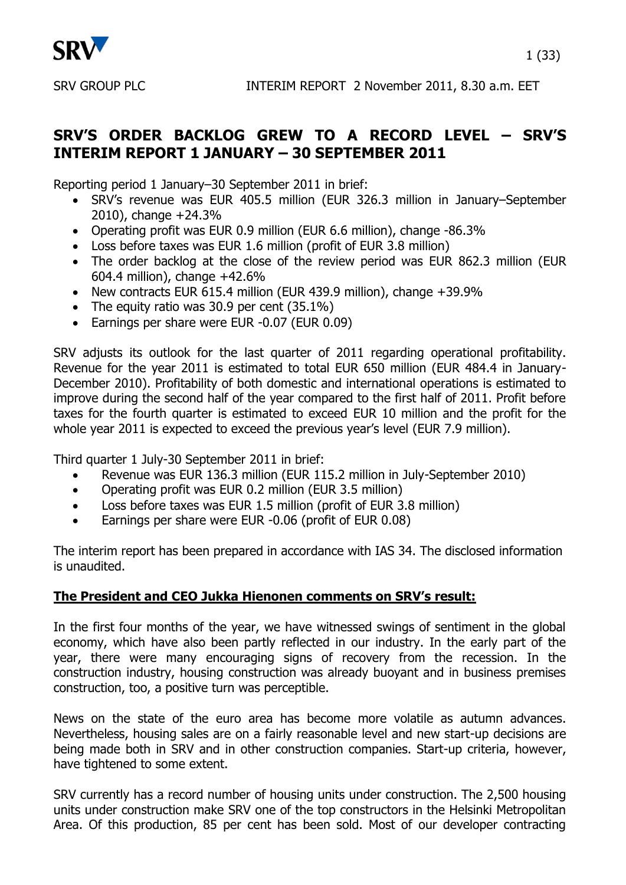SRV GROUP PLC INTERIM REPORT 2 November 2011, 8.30 a.m. EET

# SRV'S ORDER BACKLOG GREW TO A RECORD LEVEL – SRV'S INTERIM REPORT 1 JANUARY – 30 SEPTEMBER 2011

Reporting period 1 January–30 September 2011 in brief:

- SRV's revenue was EUR 405.5 million (EUR 326.3 million in January–September 2010), change +24.3%
- Operating profit was EUR 0.9 million (EUR 6.6 million), change -86.3%
- Loss before taxes was EUR 1.6 million (profit of EUR 3.8 million)
- The order backlog at the close of the review period was EUR 862.3 million (EUR 604.4 million), change +42.6%
- New contracts EUR 615.4 million (EUR 439.9 million), change +39.9%
- The equity ratio was 30.9 per cent (35.1%)
- Earnings per share were EUR -0.07 (EUR 0.09)

SRV adjusts its outlook for the last quarter of 2011 regarding operational profitability. Revenue for the year 2011 is estimated to total EUR 650 million (EUR 484.4 in January-December 2010). Profitability of both domestic and international operations is estimated to improve during the second half of the year compared to the first half of 2011. Profit before taxes for the fourth quarter is estimated to exceed EUR 10 million and the profit for the whole year 2011 is expected to exceed the previous year's level (EUR 7.9 million).

Third quarter 1 July-30 September 2011 in brief:

- Revenue was EUR 136.3 million (EUR 115.2 million in July-September 2010)
- Operating profit was EUR 0.2 million (EUR 3.5 million)
- Loss before taxes was EUR 1.5 million (profit of EUR 3.8 million)
- Earnings per share were EUR -0.06 (profit of EUR 0.08)

The interim report has been prepared in accordance with IAS 34. The disclosed information is unaudited.

## The President and CEO Jukka Hienonen comments on SRV's result:

In the first four months of the year, we have witnessed swings of sentiment in the global economy, which have also been partly reflected in our industry. In the early part of the year, there were many encouraging signs of recovery from the recession. In the construction industry, housing construction was already buoyant and in business premises construction, too, a positive turn was perceptible.

News on the state of the euro area has become more volatile as autumn advances. Nevertheless, housing sales are on a fairly reasonable level and new start-up decisions are being made both in SRV and in other construction companies. Start-up criteria, however, have tightened to some extent.

SRV currently has a record number of housing units under construction. The 2,500 housing units under construction make SRV one of the top constructors in the Helsinki Metropolitan Area. Of this production, 85 per cent has been sold. Most of our developer contracting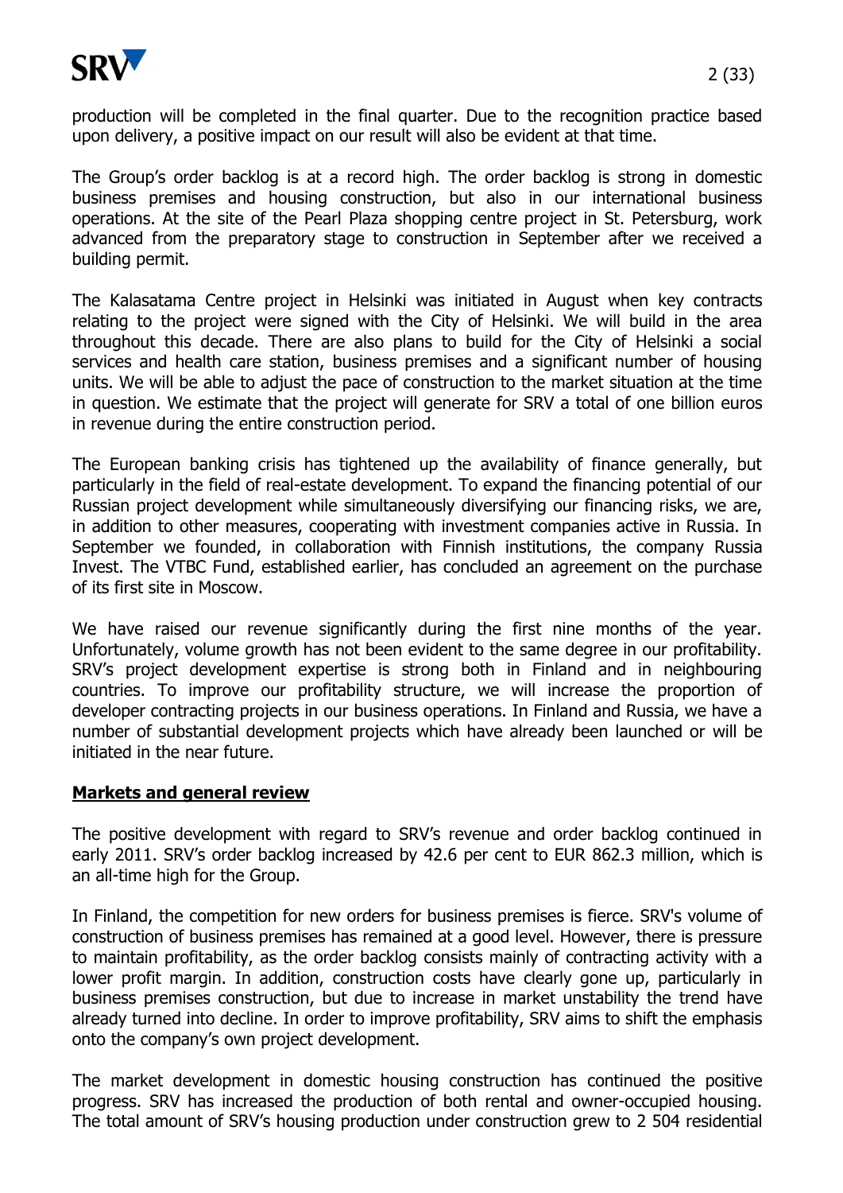production will be completed in the final quarter. Due to the recognition practice based upon delivery, a positive impact on our result will also be evident at that time.

The Group's order backlog is at a record high. The order backlog is strong in domestic business premises and housing construction, but also in our international business operations. At the site of the Pearl Plaza shopping centre project in St. Petersburg, work advanced from the preparatory stage to construction in September after we received a building permit.

The Kalasatama Centre project in Helsinki was initiated in August when key contracts relating to the project were signed with the City of Helsinki. We will build in the area throughout this decade. There are also plans to build for the City of Helsinki a social services and health care station, business premises and a significant number of housing units. We will be able to adjust the pace of construction to the market situation at the time in question. We estimate that the project will generate for SRV a total of one billion euros in revenue during the entire construction period.

The European banking crisis has tightened up the availability of finance generally, but particularly in the field of real-estate development. To expand the financing potential of our Russian project development while simultaneously diversifying our financing risks, we are, in addition to other measures, cooperating with investment companies active in Russia. In September we founded, in collaboration with Finnish institutions, the company Russia Invest. The VTBC Fund, established earlier, has concluded an agreement on the purchase of its first site in Moscow.

We have raised our revenue significantly during the first nine months of the year. Unfortunately, volume growth has not been evident to the same degree in our profitability. SRV's project development expertise is strong both in Finland and in neighbouring countries. To improve our profitability structure, we will increase the proportion of developer contracting projects in our business operations. In Finland and Russia, we have a number of substantial development projects which have already been launched or will be initiated in the near future.

## Markets and general review

The positive development with regard to SRV's revenue and order backlog continued in early 2011. SRV's order backlog increased by 42.6 per cent to EUR 862.3 million, which is an all-time high for the Group.

In Finland, the competition for new orders for business premises is fierce. SRV's volume of construction of business premises has remained at a good level. However, there is pressure to maintain profitability, as the order backlog consists mainly of contracting activity with a lower profit margin. In addition, construction costs have clearly gone up, particularly in business premises construction, but due to increase in market unstability the trend have already turned into decline. In order to improve profitability, SRV aims to shift the emphasis onto the company's own project development.

The market development in domestic housing construction has continued the positive progress. SRV has increased the production of both rental and owner-occupied housing. The total amount of SRV's housing production under construction grew to 2 504 residential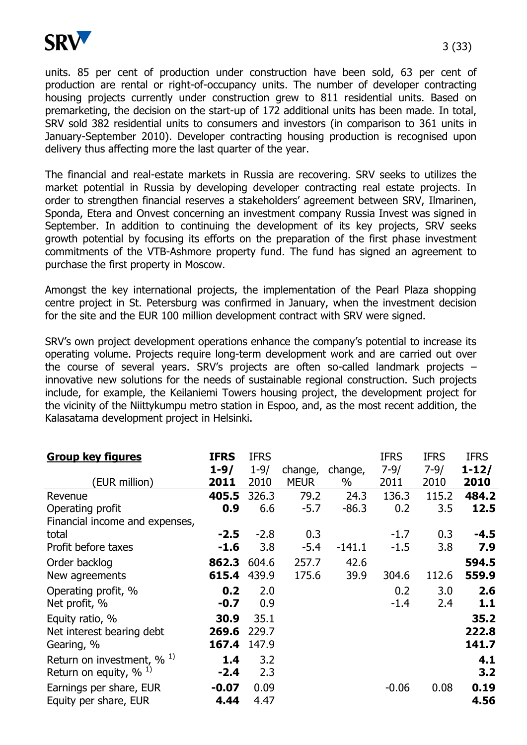units. 85 per cent of production under construction have been sold, 63 per cent of production are rental or right-of-occupancy units. The number of developer contracting housing projects currently under construction grew to 811 residential units. Based on premarketing, the decision on the start-up of 172 additional units has been made. In total, SRV sold 382 residential units to consumers and investors (in comparison to 361 units in January-September 2010). Developer contracting housing production is recognised upon delivery thus affecting more the last quarter of the year.

The financial and real-estate markets in Russia are recovering. SRV seeks to utilizes the market potential in Russia by developing developer contracting real estate projects. In order to strengthen financial reserves a stakeholders' agreement between SRV, Ilmarinen, Sponda, Etera and Onvest concerning an investment company Russia Invest was signed in September. In addition to continuing the development of its key projects, SRV seeks growth potential by focusing its efforts on the preparation of the first phase investment commitments of the VTB-Ashmore property fund. The fund has signed an agreement to purchase the first property in Moscow.

Amongst the key international projects, the implementation of the Pearl Plaza shopping centre project in St. Petersburg was confirmed in January, when the investment decision for the site and the EUR 100 million development contract with SRV were signed.

SRV's own project development operations enhance the company's potential to increase its operating volume. Projects require long-term development work and are carried out over the course of several years. SRV's projects are often so-called landmark projects – innovative new solutions for the needs of sustainable regional construction. Such projects include, for example, the Keilaniemi Towers housing project, the development project for the vicinity of the Niittykumpu metro station in Espoo, and, as the most recent addition, the Kalasatama development project in Helsinki.

| **Group key figures** (EUR million) | **IFRS 1-9/ 2011** | IFRS 1-9/ 2010 | change, MEUR | change, % | IFRS 7-9/ 2011 | IFRS 7-9/ 2010 | **IFRS 1-12/ 2010** |
|---|---|---|---|---|---|---|---|
| Revenue | **405.5** | 326.3 | 79.2 | 24.3 | 136.3 | 115.2 | **484.2** |
| Operating profit | **0.9** | 6.6 | -5.7 | -86.3 | 0.2 | 3.5 | **12.5** |
| Financial income and expenses, total | **-2.5** | -2.8 | 0.3 | | -1.7 | 0.3 | **-4.5** |
| Profit before taxes | **-1.6** | 3.8 | -5.4 | -141.1 | -1.5 | 3.8 | **7.9** |
| Order backlog | **862.3** | 604.6 | 257.7 | 42.6 | | | **594.5** |
| New agreements | **615.4** | 439.9 | 175.6 | 39.9 | 304.6 | 112.6 | **559.9** |
| Operating profit, % | **0.2** | 2.0 | | | 0.2 | 3.0 | **2.6** |
| Net profit, % | **-0.7** | 0.9 | | | -1.4 | 2.4 | **1.1** |
| Equity ratio, % | **30.9** | 35.1 | | | | | **35.2** |
| Net interest bearing debt | **269.6** | 229.7 | | | | | **222.8** |
| Gearing, % | **167.4** | 147.9 | | | | | **141.7** |
| Return on investment, % [1] | **1.4** | 3.2 | | | | | **4.1** |
| Return on equity, % [1] | **-2.4** | 2.3 | | | | | **3.2** |
| Earnings per share, EUR | **-0.07** | 0.09 | | | -0.06 | 0.08 | **0.19** |
| Equity per share, EUR | **4.44** | 4.47 | | | | | **4.56** |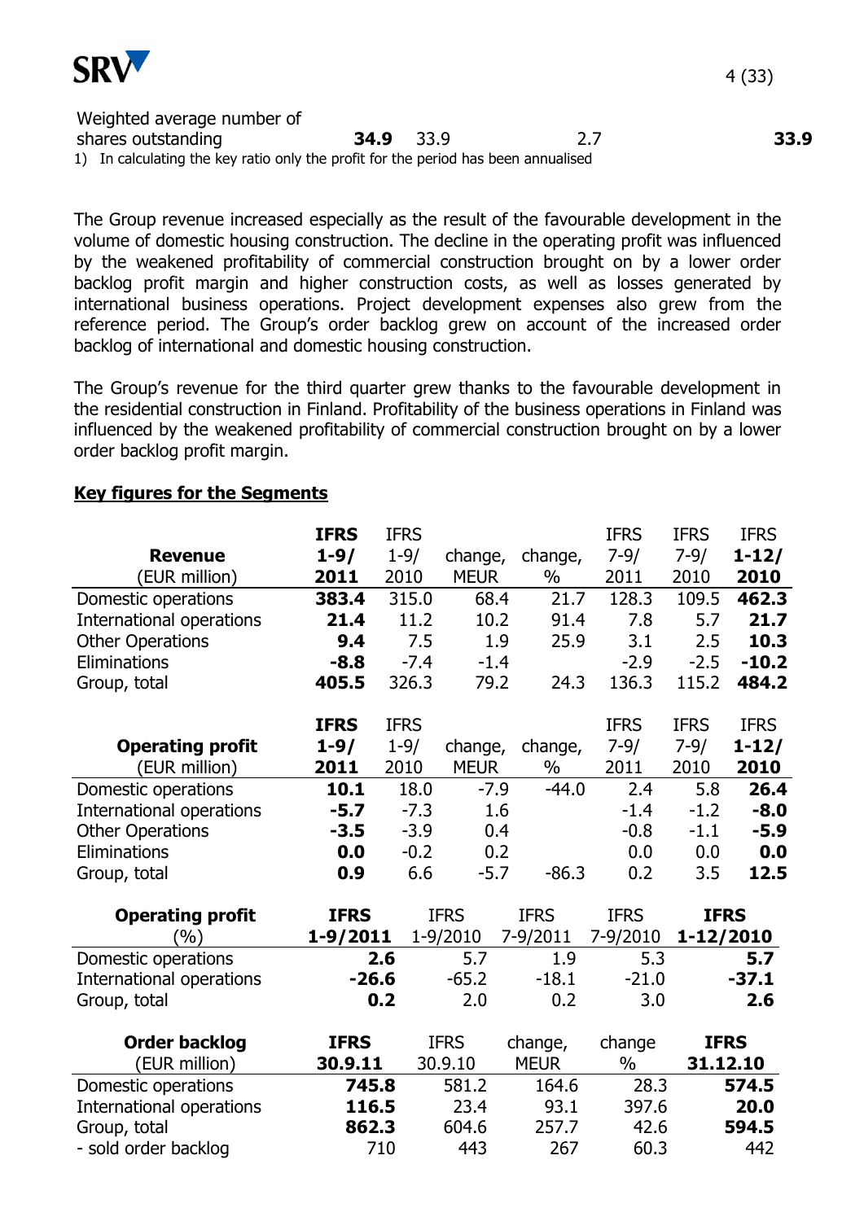| | | | | |
|---|---|---|---|---|
| Weighted average number of shares outstanding | **34.9** | 33.9 | 2.7 | **33.9** |

1) In calculating the key ratio only the profit for the period has been annualised

The Group revenue increased especially as the result of the favourable development in the volume of domestic housing construction. The decline in the operating profit was influenced by the weakened profitability of commercial construction brought on by a lower order backlog profit margin and higher construction costs, as well as losses generated by international business operations. Project development expenses also grew from the reference period. The Group's order backlog grew on account of the increased order backlog of international and domestic housing construction.

The Group's revenue for the third quarter grew thanks to the favourable development in the residential construction in Finland. Profitability of the business operations in Finland was influenced by the weakened profitability of commercial construction brought on by a lower order backlog profit margin.

## Key figures for the Segments

| **Revenue** (EUR million) | **IFRS 1-9/ 2011** | IFRS 1-9/ 2010 | change, MEUR | change, % | IFRS 7-9/ 2011 | IFRS 7-9/ 2010 | **IFRS 1-12/ 2010** |
|---|---|---|---|---|---|---|---|
| Domestic operations | **383.4** | 315.0 | 68.4 | 21.7 | 128.3 | 109.5 | **462.3** |
| International operations | **21.4** | 11.2 | 10.2 | 91.4 | 7.8 | 5.7 | **21.7** |
| Other Operations | **9.4** | 7.5 | 1.9 | 25.9 | 3.1 | 2.5 | **10.3** |
| Eliminations | **-8.8** | -7.4 | -1.4 | | -2.9 | -2.5 | **-10.2** |
| Group, total | **405.5** | 326.3 | 79.2 | 24.3 | 136.3 | 115.2 | **484.2** |

| **Operating profit** (EUR million) | **IFRS 1-9/ 2011** | IFRS 1-9/ 2010 | change, MEUR | change, % | IFRS 7-9/ 2011 | IFRS 7-9/ 2010 | **IFRS 1-12/ 2010** |
|---|---|---|---|---|---|---|---|
| Domestic operations | **10.1** | 18.0 | -7.9 | -44.0 | 2.4 | 5.8 | **26.4** |
| International operations | **-5.7** | -7.3 | 1.6 | | -1.4 | -1.2 | **-8.0** |
| Other Operations | **-3.5** | -3.9 | 0.4 | | -0.8 | -1.1 | **-5.9** |
| Eliminations | **0.0** | -0.2 | 0.2 | | 0.0 | 0.0 | **0.0** |
| Group, total | **0.9** | 6.6 | -5.7 | -86.3 | 0.2 | 3.5 | **12.5** |

| **Operating profit** (%) | **IFRS 1-9/2011** | IFRS 1-9/2010 | IFRS 7-9/2011 | IFRS 7-9/2010 | **IFRS 1-12/2010** |
|---|---|---|---|---|---|
| Domestic operations | **2.6** | 5.7 | 1.9 | 5.3 | **5.7** |
| International operations | **-26.6** | -65.2 | -18.1 | -21.0 | **-37.1** |
| Group, total | **0.2** | 2.0 | 0.2 | 3.0 | **2.6** |

| **Order backlog** (EUR million) | **IFRS 30.9.11** | IFRS 30.9.10 | change, MEUR | change % | **IFRS 31.12.10** |
|---|---|---|---|---|---|
| Domestic operations | **745.8** | 581.2 | 164.6 | 28.3 | **574.5** |
| International operations | **116.5** | 23.4 | 93.1 | 397.6 | **20.0** |
| Group, total | **862.3** | 604.6 | 257.7 | 42.6 | **594.5** |
| - sold order backlog | 710 | 443 | 267 | 60.3 | 442 |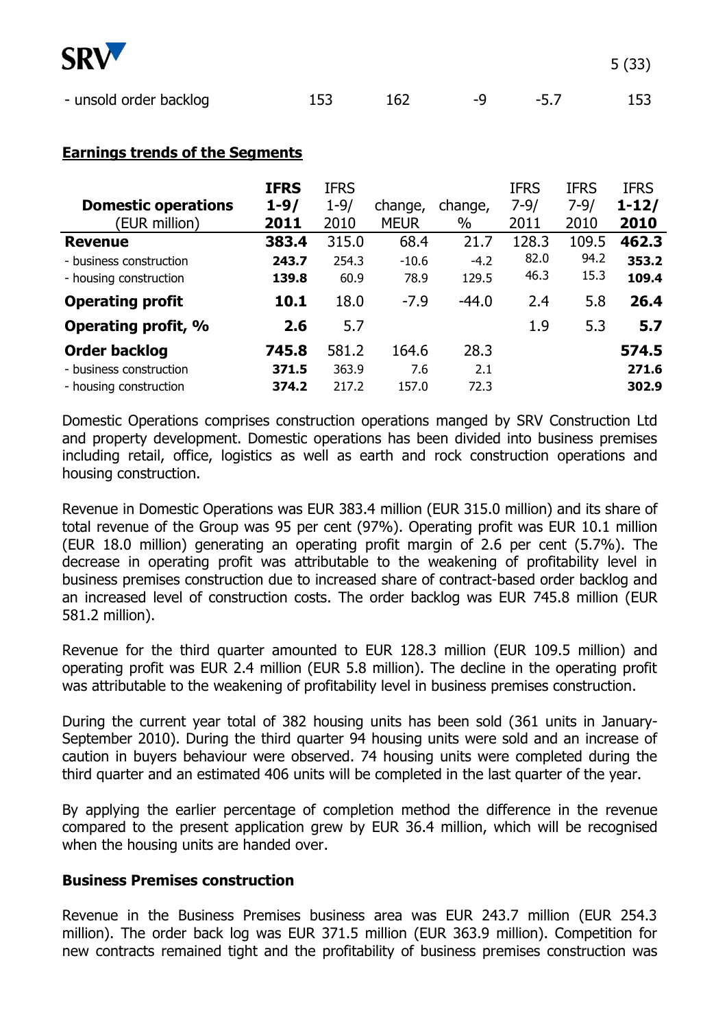| - unsold order backlog | 153 | 162 | -9 | -5.7 | 153 |
|---|---|---|---|---|---|

## Earnings trends of the Segments

| Domestic operations (EUR million) | IFRS 1-9/ 2011 | IFRS 1-9/ 2010 | change, MEUR | change, % | IFRS 7-9/ 2011 | IFRS 7-9/ 2010 | IFRS 1-12/ 2010 |
|---|---|---|---|---|---|---|---|
| **Revenue** | **383.4** | 315.0 | 68.4 | 21.7 | 128.3 | 109.5 | **462.3** |
| - business construction | **243.7** | 254.3 | -10.6 | -4.2 | 82.0 | 94.2 | **353.2** |
| - housing construction | **139.8** | 60.9 | 78.9 | 129.5 | 46.3 | 15.3 | **109.4** |
| **Operating profit** | **10.1** | 18.0 | -7.9 | -44.0 | 2.4 | 5.8 | **26.4** |
| **Operating profit, %** | **2.6** | 5.7 | | | 1.9 | 5.3 | **5.7** |
| **Order backlog** | **745.8** | 581.2 | 164.6 | 28.3 | | | **574.5** |
| - business construction | **371.5** | 363.9 | 7.6 | 2.1 | | | **271.6** |
| - housing construction | **374.2** | 217.2 | 157.0 | 72.3 | | | **302.9** |

Domestic Operations comprises construction operations manged by SRV Construction Ltd and property development. Domestic operations has been divided into business premises including retail, office, logistics as well as earth and rock construction operations and housing construction.

Revenue in Domestic Operations was EUR 383.4 million (EUR 315.0 million) and its share of total revenue of the Group was 95 per cent (97%). Operating profit was EUR 10.1 million (EUR 18.0 million) generating an operating profit margin of 2.6 per cent (5.7%). The decrease in operating profit was attributable to the weakening of profitability level in business premises construction due to increased share of contract-based order backlog and an increased level of construction costs. The order backlog was EUR 745.8 million (EUR 581.2 million).

Revenue for the third quarter amounted to EUR 128.3 million (EUR 109.5 million) and operating profit was EUR 2.4 million (EUR 5.8 million). The decline in the operating profit was attributable to the weakening of profitability level in business premises construction.

During the current year total of 382 housing units has been sold (361 units in January-September 2010). During the third quarter 94 housing units were sold and an increase of caution in buyers behaviour were observed. 74 housing units were completed during the third quarter and an estimated 406 units will be completed in the last quarter of the year.

By applying the earlier percentage of completion method the difference in the revenue compared to the present application grew by EUR 36.4 million, which will be recognised when the housing units are handed over.

**Business Premises construction**

Revenue in the Business Premises business area was EUR 243.7 million (EUR 254.3 million). The order back log was EUR 371.5 million (EUR 363.9 million). Competition for new contracts remained tight and the profitability of business premises construction was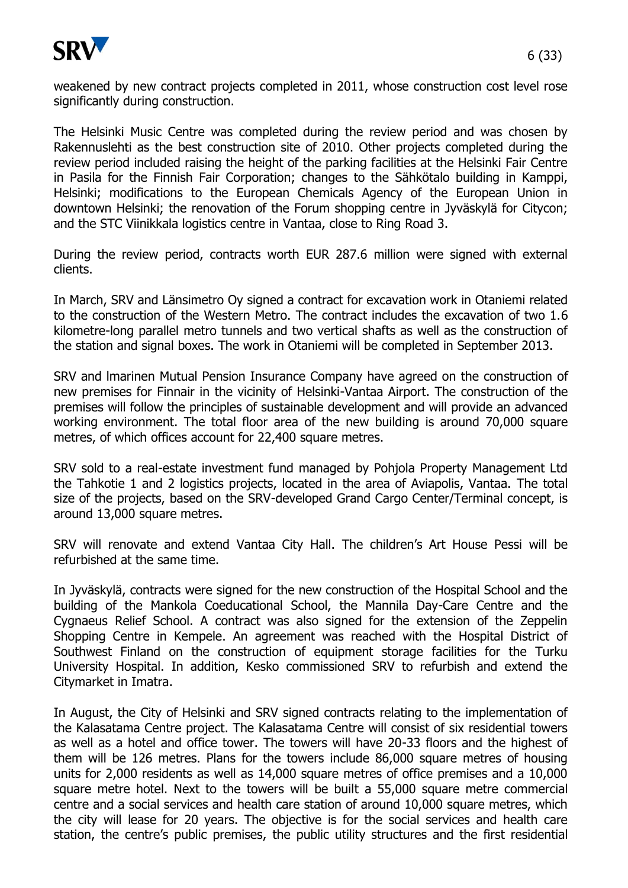weakened by new contract projects completed in 2011, whose construction cost level rose significantly during construction.

The Helsinki Music Centre was completed during the review period and was chosen by Rakennuslehti as the best construction site of 2010. Other projects completed during the review period included raising the height of the parking facilities at the Helsinki Fair Centre in Pasila for the Finnish Fair Corporation; changes to the Sähkötalo building in Kamppi, Helsinki; modifications to the European Chemicals Agency of the European Union in downtown Helsinki; the renovation of the Forum shopping centre in Jyväskylä for Citycon; and the STC Viinikkala logistics centre in Vantaa, close to Ring Road 3.

During the review period, contracts worth EUR 287.6 million were signed with external clients.

In March, SRV and Länsimetro Oy signed a contract for excavation work in Otaniemi related to the construction of the Western Metro. The contract includes the excavation of two 1.6 kilometre-long parallel metro tunnels and two vertical shafts as well as the construction of the station and signal boxes. The work in Otaniemi will be completed in September 2013.

SRV and Ilmarinen Mutual Pension Insurance Company have agreed on the construction of new premises for Finnair in the vicinity of Helsinki-Vantaa Airport. The construction of the premises will follow the principles of sustainable development and will provide an advanced working environment. The total floor area of the new building is around 70,000 square metres, of which offices account for 22,400 square metres.

SRV sold to a real-estate investment fund managed by Pohjola Property Management Ltd the Tahkotie 1 and 2 logistics projects, located in the area of Aviapolis, Vantaa. The total size of the projects, based on the SRV-developed Grand Cargo Center/Terminal concept, is around 13,000 square metres.

SRV will renovate and extend Vantaa City Hall. The children's Art House Pessi will be refurbished at the same time.

In Jyväskylä, contracts were signed for the new construction of the Hospital School and the building of the Mankola Coeducational School, the Mannila Day-Care Centre and the Cygnaeus Relief School. A contract was also signed for the extension of the Zeppelin Shopping Centre in Kempele. An agreement was reached with the Hospital District of Southwest Finland on the construction of equipment storage facilities for the Turku University Hospital. In addition, Kesko commissioned SRV to refurbish and extend the Citymarket in Imatra.

In August, the City of Helsinki and SRV signed contracts relating to the implementation of the Kalasatama Centre project. The Kalasatama Centre will consist of six residential towers as well as a hotel and office tower. The towers will have 20-33 floors and the highest of them will be 126 metres. Plans for the towers include 86,000 square metres of housing units for 2,000 residents as well as 14,000 square metres of office premises and a 10,000 square metre hotel. Next to the towers will be built a 55,000 square metre commercial centre and a social services and health care station of around 10,000 square metres, which the city will lease for 20 years. The objective is for the social services and health care station, the centre's public premises, the public utility structures and the first residential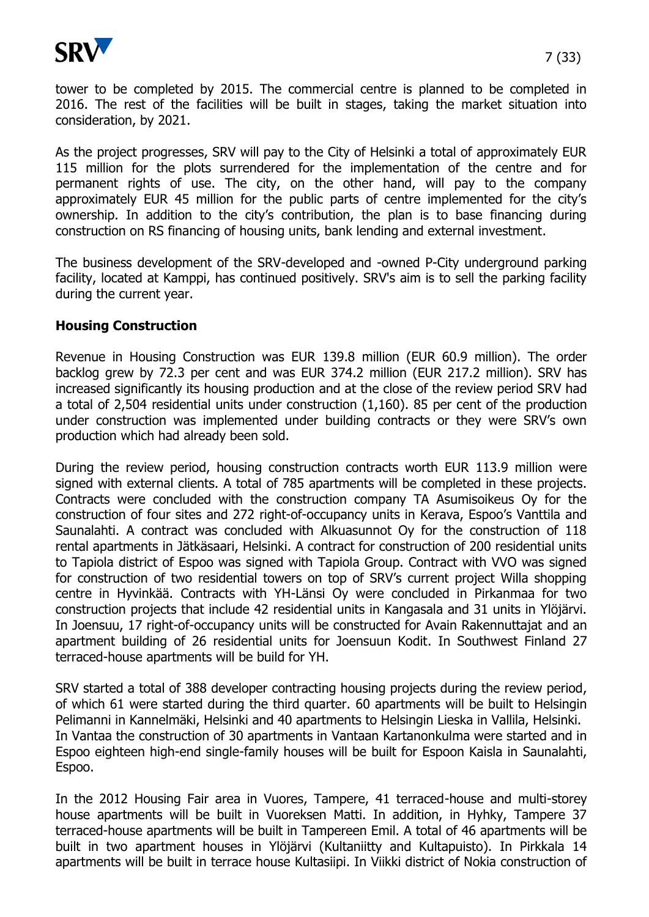tower to be completed by 2015. The commercial centre is planned to be completed in 2016. The rest of the facilities will be built in stages, taking the market situation into consideration, by 2021.

As the project progresses, SRV will pay to the City of Helsinki a total of approximately EUR 115 million for the plots surrendered for the implementation of the centre and for permanent rights of use. The city, on the other hand, will pay to the company approximately EUR 45 million for the public parts of centre implemented for the city's ownership. In addition to the city's contribution, the plan is to base financing during construction on RS financing of housing units, bank lending and external investment.

The business development of the SRV-developed and -owned P-City underground parking facility, located at Kamppi, has continued positively. SRV's aim is to sell the parking facility during the current year.

## Housing Construction

Revenue in Housing Construction was EUR 139.8 million (EUR 60.9 million). The order backlog grew by 72.3 per cent and was EUR 374.2 million (EUR 217.2 million). SRV has increased significantly its housing production and at the close of the review period SRV had a total of 2,504 residential units under construction (1,160). 85 per cent of the production under construction was implemented under building contracts or they were SRV's own production which had already been sold.

During the review period, housing construction contracts worth EUR 113.9 million were signed with external clients. A total of 785 apartments will be completed in these projects. Contracts were concluded with the construction company TA Asumisoikeus Oy for the construction of four sites and 272 right-of-occupancy units in Kerava, Espoo's Vanttila and Saunalahti. A contract was concluded with Alkuasunnot Oy for the construction of 118 rental apartments in Jätkäsaari, Helsinki. A contract for construction of 200 residential units to Tapiola district of Espoo was signed with Tapiola Group. Contract with VVO was signed for construction of two residential towers on top of SRV's current project Willa shopping centre in Hyvinkää. Contracts with YH-Länsi Oy were concluded in Pirkanmaa for two construction projects that include 42 residential units in Kangasala and 31 units in Ylöjärvi. In Joensuu, 17 right-of-occupancy units will be constructed for Avain Rakennuttajat and an apartment building of 26 residential units for Joensuun Kodit. In Southwest Finland 27 terraced-house apartments will be build for YH.

SRV started a total of 388 developer contracting housing projects during the review period, of which 61 were started during the third quarter. 60 apartments will be built to Helsingin Pelimanni in Kannelmäki, Helsinki and 40 apartments to Helsingin Lieska in Vallila, Helsinki. In Vantaa the construction of 30 apartments in Vantaan Kartanonkulma were started and in Espoo eighteen high-end single-family houses will be built for Espoon Kaisla in Saunalahti, Espoo.

In the 2012 Housing Fair area in Vuores, Tampere, 41 terraced-house and multi-storey house apartments will be built in Vuoreksen Matti. In addition, in Hyhky, Tampere 37 terraced-house apartments will be built in Tampereen Emil. A total of 46 apartments will be built in two apartment houses in Ylöjärvi (Kultaniitty and Kultapuisto). In Pirkkala 14 apartments will be built in terrace house Kultasiipi. In Viikki district of Nokia construction of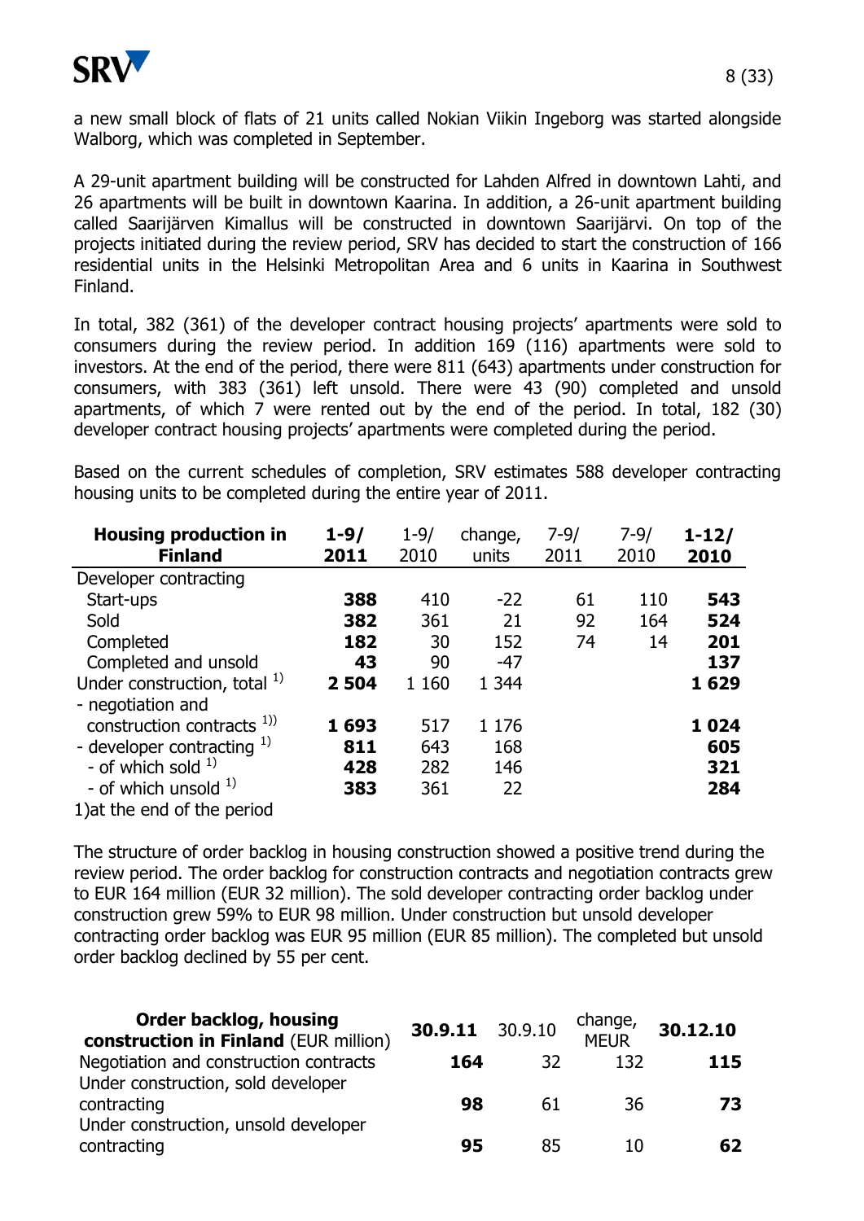a new small block of flats of 21 units called Nokian Viikin Ingeborg was started alongside Walborg, which was completed in September.

A 29-unit apartment building will be constructed for Lahden Alfred in downtown Lahti, and 26 apartments will be built in downtown Kaarina. In addition, a 26-unit apartment building called Saarijärven Kimallus will be constructed in downtown Saarijärvi. On top of the projects initiated during the review period, SRV has decided to start the construction of 166 residential units in the Helsinki Metropolitan Area and 6 units in Kaarina in Southwest Finland.

In total, 382 (361) of the developer contract housing projects' apartments were sold to consumers during the review period. In addition 169 (116) apartments were sold to investors. At the end of the period, there were 811 (643) apartments under construction for consumers, with 383 (361) left unsold. There were 43 (90) completed and unsold apartments, of which 7 were rented out by the end of the period. In total, 182 (30) developer contract housing projects' apartments were completed during the period.

Based on the current schedules of completion, SRV estimates 588 developer contracting housing units to be completed during the entire year of 2011.

| **Housing production in Finland** | **1-9/ 2011** | 1-9/ 2010 | change, units | 7-9/ 2011 | 7-9/ 2010 | **1-12/ 2010** |
|---|---|---|---|---|---|---|
| Developer contracting | | | | | | |
| Start-ups | **388** | 410 | -22 | 61 | 110 | **543** |
| Sold | **382** | 361 | 21 | 92 | 164 | **524** |
| Completed | **182** | 30 | 152 | 74 | 14 | **201** |
| Completed and unsold | **43** | 90 | -47 | | | **137** |
| Under construction, total [1] | **2 504** | 1 160 | 1 344 | | | **1 629** |
| - negotiation and construction contracts [1] | **1 693** | 517 | 1 176 | | | **1 024** |
| - developer contracting [1] | **811** | 643 | 168 | | | **605** |
| - of which sold [1] | **428** | 282 | 146 | | | **321** |
| - of which unsold [1] | **383** | 361 | 22 | | | **284** |

1)at the end of the period

The structure of order backlog in housing construction showed a positive trend during the review period. The order backlog for construction contracts and negotiation contracts grew to EUR 164 million (EUR 32 million). The sold developer contracting order backlog under construction grew 59% to EUR 98 million. Under construction but unsold developer contracting order backlog was EUR 95 million (EUR 85 million). The completed but unsold order backlog declined by 55 per cent.

| **Order backlog, housing construction in Finland** (EUR million) | **30.9.11** | 30.9.10 | change, MEUR | **30.12.10** |
|---|---|---|---|---|
| Negotiation and construction contracts | **164** | 32 | 132 | **115** |
| Under construction, sold developer contracting | **98** | 61 | 36 | **73** |
| Under construction, unsold developer contracting | **95** | 85 | 10 | **62** |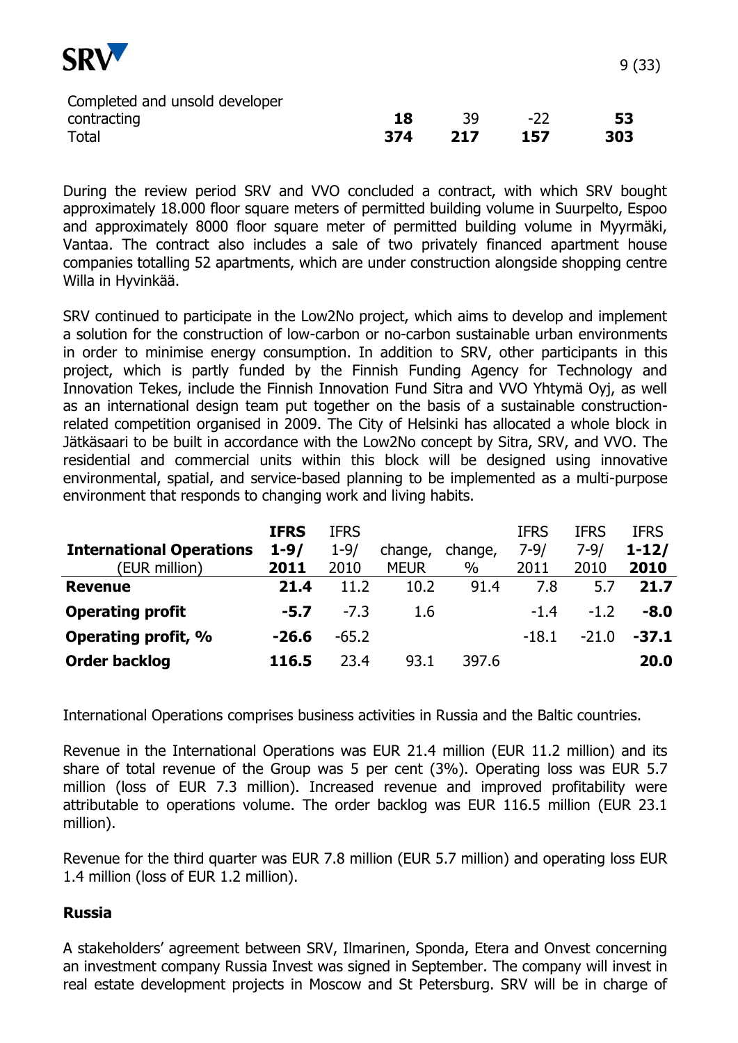| | | | | |
|---|---|---|---|---|
| Completed and unsold developer contracting | **18** | 39 | -22 | **53** |
| Total | **374** | **217** | **157** | **303** |

During the review period SRV and VVO concluded a contract, with which SRV bought approximately 18.000 floor square meters of permitted building volume in Suurpelto, Espoo and approximately 8000 floor square meter of permitted building volume in Myyrmäki, Vantaa. The contract also includes a sale of two privately financed apartment house companies totalling 52 apartments, which are under construction alongside shopping centre Willa in Hyvinkää.

SRV continued to participate in the Low2No project, which aims to develop and implement a solution for the construction of low-carbon or no-carbon sustainable urban environments in order to minimise energy consumption. In addition to SRV, other participants in this project, which is partly funded by the Finnish Funding Agency for Technology and Innovation Tekes, include the Finnish Innovation Fund Sitra and VVO Yhtymä Oyj, as well as an international design team put together on the basis of a sustainable construction-related competition organised in 2009. The City of Helsinki has allocated a whole block in Jätkäsaari to be built in accordance with the Low2No concept by Sitra, SRV, and VVO. The residential and commercial units within this block will be designed using innovative environmental, spatial, and service-based planning to be implemented as a multi-purpose environment that responds to changing work and living habits.

| **International Operations** (EUR million) | **IFRS 1-9/ 2011** | IFRS 1-9/ 2010 | change, MEUR | change, % | IFRS 7-9/ 2011 | IFRS 7-9/ 2010 | **IFRS 1-12/ 2010** |
|---|---|---|---|---|---|---|---|
| **Revenue** | **21.4** | 11.2 | 10.2 | 91.4 | 7.8 | 5.7 | **21.7** |
| **Operating profit** | **-5.7** | -7.3 | 1.6 | | -1.4 | -1.2 | **-8.0** |
| **Operating profit, %** | **-26.6** | -65.2 | | | -18.1 | -21.0 | **-37.1** |
| **Order backlog** | **116.5** | 23.4 | 93.1 | 397.6 | | | **20.0** |

International Operations comprises business activities in Russia and the Baltic countries.

Revenue in the International Operations was EUR 21.4 million (EUR 11.2 million) and its share of total revenue of the Group was 5 per cent (3%). Operating loss was EUR 5.7 million (loss of EUR 7.3 million). Increased revenue and improved profitability were attributable to operations volume. The order backlog was EUR 116.5 million (EUR 23.1 million).

Revenue for the third quarter was EUR 7.8 million (EUR 5.7 million) and operating loss EUR 1.4 million (loss of EUR 1.2 million).

### Russia

A stakeholders' agreement between SRV, Ilmarinen, Sponda, Etera and Onvest concerning an investment company Russia Invest was signed in September. The company will invest in real estate development projects in Moscow and St Petersburg. SRV will be in charge of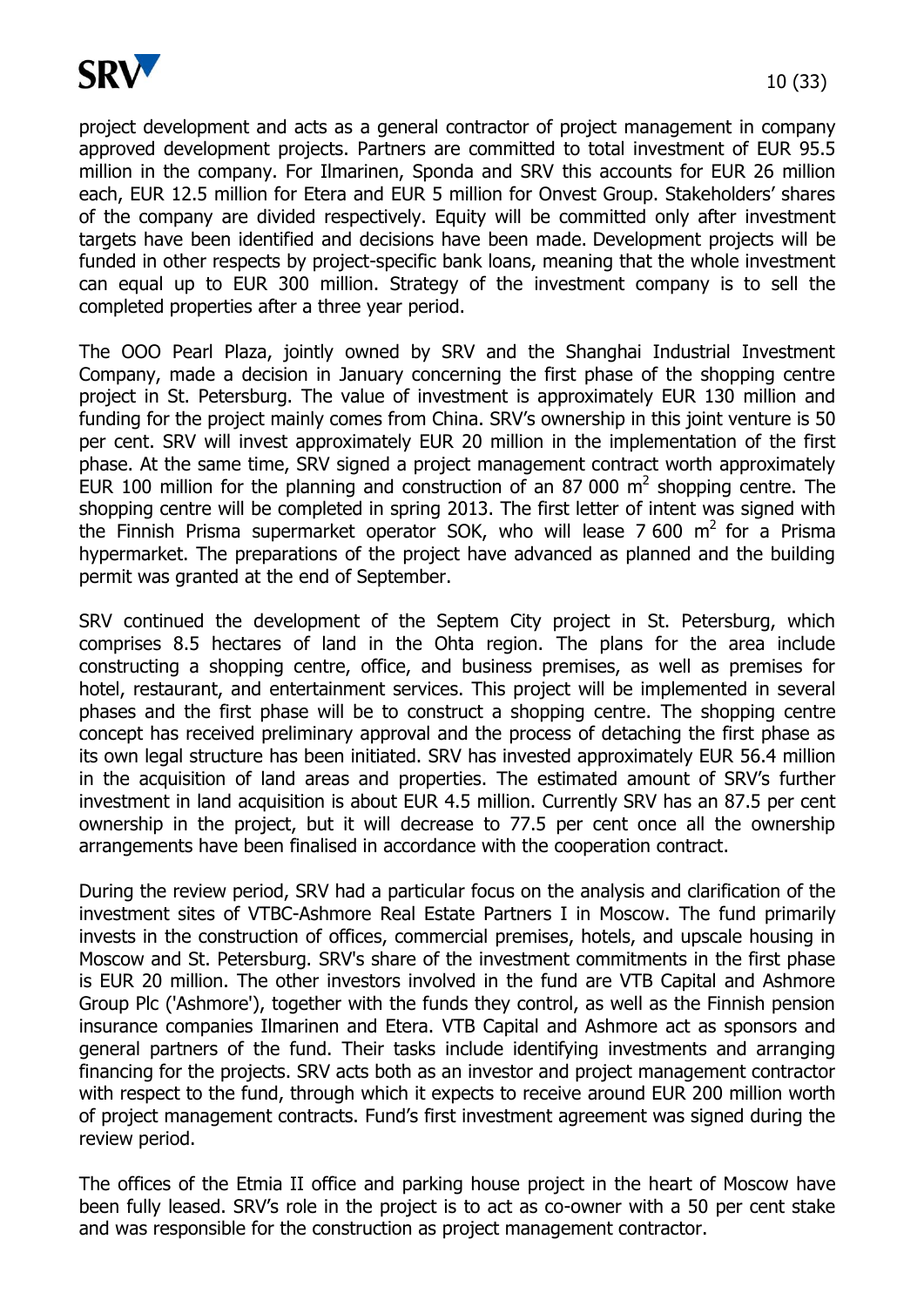project development and acts as a general contractor of project management in company approved development projects. Partners are committed to total investment of EUR 95.5 million in the company. For Ilmarinen, Sponda and SRV this accounts for EUR 26 million each, EUR 12.5 million for Etera and EUR 5 million for Onvest Group. Stakeholders' shares of the company are divided respectively. Equity will be committed only after investment targets have been identified and decisions have been made. Development projects will be funded in other respects by project-specific bank loans, meaning that the whole investment can equal up to EUR 300 million. Strategy of the investment company is to sell the completed properties after a three year period.

The OOO Pearl Plaza, jointly owned by SRV and the Shanghai Industrial Investment Company, made a decision in January concerning the first phase of the shopping centre project in St. Petersburg. The value of investment is approximately EUR 130 million and funding for the project mainly comes from China. SRV's ownership in this joint venture is 50 per cent. SRV will invest approximately EUR 20 million in the implementation of the first phase. At the same time, SRV signed a project management contract worth approximately EUR 100 million for the planning and construction of an 87 000 $m^2$ shopping centre. The shopping centre will be completed in spring 2013. The first letter of intent was signed with the Finnish Prisma supermarket operator SOK, who will lease 7 600 $m^2$ for a Prisma hypermarket. The preparations of the project have advanced as planned and the building permit was granted at the end of September.

SRV continued the development of the Septem City project in St. Petersburg, which comprises 8.5 hectares of land in the Ohta region. The plans for the area include constructing a shopping centre, office, and business premises, as well as premises for hotel, restaurant, and entertainment services. This project will be implemented in several phases and the first phase will be to construct a shopping centre. The shopping centre concept has received preliminary approval and the process of detaching the first phase as its own legal structure has been initiated. SRV has invested approximately EUR 56.4 million in the acquisition of land areas and properties. The estimated amount of SRV's further investment in land acquisition is about EUR 4.5 million. Currently SRV has an 87.5 per cent ownership in the project, but it will decrease to 77.5 per cent once all the ownership arrangements have been finalised in accordance with the cooperation contract.

During the review period, SRV had a particular focus on the analysis and clarification of the investment sites of VTBC-Ashmore Real Estate Partners I in Moscow. The fund primarily invests in the construction of offices, commercial premises, hotels, and upscale housing in Moscow and St. Petersburg. SRV's share of the investment commitments in the first phase is EUR 20 million. The other investors involved in the fund are VTB Capital and Ashmore Group Plc ('Ashmore'), together with the funds they control, as well as the Finnish pension insurance companies Ilmarinen and Etera. VTB Capital and Ashmore act as sponsors and general partners of the fund. Their tasks include identifying investments and arranging financing for the projects. SRV acts both as an investor and project management contractor with respect to the fund, through which it expects to receive around EUR 200 million worth of project management contracts. Fund's first investment agreement was signed during the review period.

The offices of the Etmia II office and parking house project in the heart of Moscow have been fully leased. SRV's role in the project is to act as co-owner with a 50 per cent stake and was responsible for the construction as project management contractor.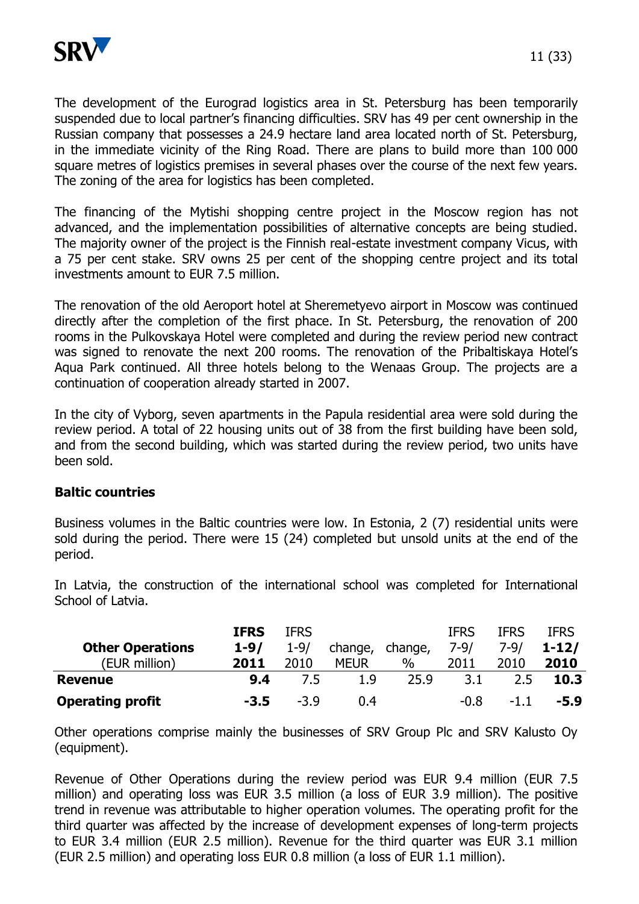The development of the Eurograd logistics area in St. Petersburg has been temporarily suspended due to local partner's financing difficulties. SRV has 49 per cent ownership in the Russian company that possesses a 24.9 hectare land area located north of St. Petersburg, in the immediate vicinity of the Ring Road. There are plans to build more than 100 000 square metres of logistics premises in several phases over the course of the next few years. The zoning of the area for logistics has been completed.

The financing of the Mytishi shopping centre project in the Moscow region has not advanced, and the implementation possibilities of alternative concepts are being studied. The majority owner of the project is the Finnish real-estate investment company Vicus, with a 75 per cent stake. SRV owns 25 per cent of the shopping centre project and its total investments amount to EUR 7.5 million.

The renovation of the old Aeroport hotel at Sheremetyevo airport in Moscow was continued directly after the completion of the first phace. In St. Petersburg, the renovation of 200 rooms in the Pulkovskaya Hotel were completed and during the review period new contract was signed to renovate the next 200 rooms. The renovation of the Pribaltiskaya Hotel's Aqua Park continued. All three hotels belong to the Wenaas Group. The projects are a continuation of cooperation already started in 2007.

In the city of Vyborg, seven apartments in the Papula residential area were sold during the review period. A total of 22 housing units out of 38 from the first building have been sold, and from the second building, which was started during the review period, two units have been sold.

## Baltic countries

Business volumes in the Baltic countries were low. In Estonia, 2 (7) residential units were sold during the period. There were 15 (24) completed but unsold units at the end of the period.

In Latvia, the construction of the international school was completed for International School of Latvia.

| **Other Operations** (EUR million) | **IFRS 1-9/ 2011** | IFRS 1-9/ 2010 | change, MEUR | change, % | IFRS 7-9/ 2011 | IFRS 7-9/ 2010 | **IFRS 1-12/ 2010** |
|---|---|---|---|---|---|---|---|
| **Revenue** | **9.4** | 7.5 | 1.9 | 25.9 | 3.1 | 2.5 | **10.3** |
| **Operating profit** | **-3.5** | -3.9 | 0.4 | | -0.8 | -1.1 | **-5.9** |

Other operations comprise mainly the businesses of SRV Group Plc and SRV Kalusto Oy (equipment).

Revenue of Other Operations during the review period was EUR 9.4 million (EUR 7.5 million) and operating loss was EUR 3.5 million (a loss of EUR 3.9 million). The positive trend in revenue was attributable to higher operation volumes. The operating profit for the third quarter was affected by the increase of development expenses of long-term projects to EUR 3.4 million (EUR 2.5 million). Revenue for the third quarter was EUR 3.1 million (EUR 2.5 million) and operating loss EUR 0.8 million (a loss of EUR 1.1 million).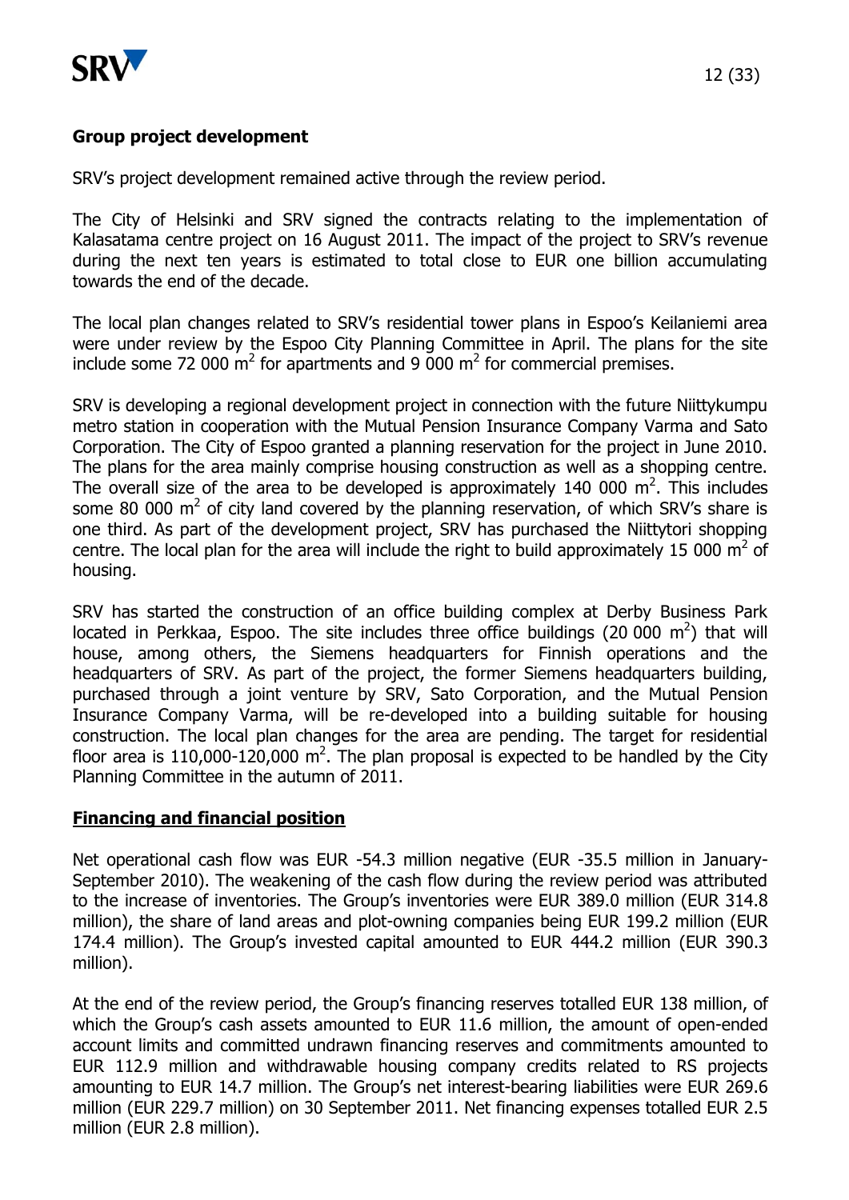## Group project development

SRV's project development remained active through the review period.

The City of Helsinki and SRV signed the contracts relating to the implementation of Kalasatama centre project on 16 August 2011. The impact of the project to SRV's revenue during the next ten years is estimated to total close to EUR one billion accumulating towards the end of the decade.

The local plan changes related to SRV's residential tower plans in Espoo's Keilaniemi area were under review by the Espoo City Planning Committee in April. The plans for the site include some 72 000 $m^2$ for apartments and 9 000 $m^2$ for commercial premises.

SRV is developing a regional development project in connection with the future Niittykumpu metro station in cooperation with the Mutual Pension Insurance Company Varma and Sato Corporation. The City of Espoo granted a planning reservation for the project in June 2010. The plans for the area mainly comprise housing construction as well as a shopping centre. The overall size of the area to be developed is approximately 140 000 $m^2$. This includes some 80 000 $m^2$ of city land covered by the planning reservation, of which SRV's share is one third. As part of the development project, SRV has purchased the Niittytori shopping centre. The local plan for the area will include the right to build approximately 15 000 $m^2$ of housing.

SRV has started the construction of an office building complex at Derby Business Park located in Perkkaa, Espoo. The site includes three office buildings (20 000 $m^2$) that will house, among others, the Siemens headquarters for Finnish operations and the headquarters of SRV. As part of the project, the former Siemens headquarters building, purchased through a joint venture by SRV, Sato Corporation, and the Mutual Pension Insurance Company Varma, will be re-developed into a building suitable for housing construction. The local plan changes for the area are pending. The target for residential floor area is 110,000-120,000 $m^2$. The plan proposal is expected to be handled by the City Planning Committee in the autumn of 2011.

## Financing and financial position

Net operational cash flow was EUR -54.3 million negative (EUR -35.5 million in January-September 2010). The weakening of the cash flow during the review period was attributed to the increase of inventories. The Group's inventories were EUR 389.0 million (EUR 314.8 million), the share of land areas and plot-owning companies being EUR 199.2 million (EUR 174.4 million). The Group's invested capital amounted to EUR 444.2 million (EUR 390.3 million).

At the end of the review period, the Group's financing reserves totalled EUR 138 million, of which the Group's cash assets amounted to EUR 11.6 million, the amount of open-ended account limits and committed undrawn financing reserves and commitments amounted to EUR 112.9 million and withdrawable housing company credits related to RS projects amounting to EUR 14.7 million. The Group's net interest-bearing liabilities were EUR 269.6 million (EUR 229.7 million) on 30 September 2011. Net financing expenses totalled EUR 2.5 million (EUR 2.8 million).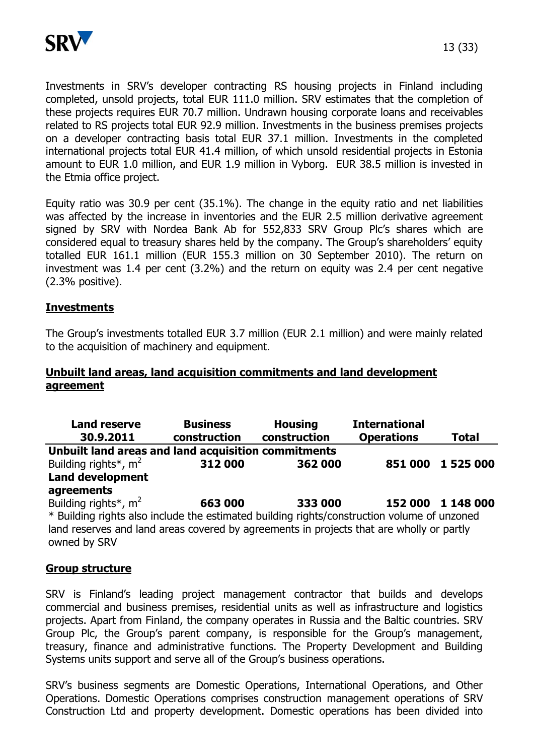Investments in SRV's developer contracting RS housing projects in Finland including completed, unsold projects, total EUR 111.0 million. SRV estimates that the completion of these projects requires EUR 70.7 million. Undrawn housing corporate loans and receivables related to RS projects total EUR 92.9 million. Investments in the business premises projects on a developer contracting basis total EUR 37.1 million. Investments in the completed international projects total EUR 41.4 million, of which unsold residential projects in Estonia amount to EUR 1.0 million, and EUR 1.9 million in Vyborg. EUR 38.5 million is invested in the Etmia office project.

Equity ratio was 30.9 per cent (35.1%). The change in the equity ratio and net liabilities was affected by the increase in inventories and the EUR 2.5 million derivative agreement signed by SRV with Nordea Bank Ab for 552,833 SRV Group Plc's shares which are considered equal to treasury shares held by the company. The Group's shareholders' equity totalled EUR 161.1 million (EUR 155.3 million on 30 September 2010). The return on investment was 1.4 per cent (3.2%) and the return on equity was 2.4 per cent negative (2.3% positive).

## Investments

The Group's investments totalled EUR 3.7 million (EUR 2.1 million) and were mainly related to the acquisition of machinery and equipment.

## Unbuilt land areas, land acquisition commitments and land development agreement

| Land reserve 30.9.2011 | Business construction | Housing construction | International Operations | Total |
|---|---|---|---|---|
| **Unbuilt land areas and land acquisition commitments** | | | | |
| Building rights*, m² | **312 000** | **362 000** | **851 000** | **1 525 000** |
| **Land development agreements** | | | | |
| Building rights*, m² | **663 000** | **333 000** | **152 000** | **1 148 000** |

* Building rights also include the estimated building rights/construction volume of unzoned land reserves and land areas covered by agreements in projects that are wholly or partly owned by SRV

## Group structure

SRV is Finland's leading project management contractor that builds and develops commercial and business premises, residential units as well as infrastructure and logistics projects. Apart from Finland, the company operates in Russia and the Baltic countries. SRV Group Plc, the Group's parent company, is responsible for the Group's management, treasury, finance and administrative functions. The Property Development and Building Systems units support and serve all of the Group's business operations.

SRV's business segments are Domestic Operations, International Operations, and Other Operations. Domestic Operations comprises construction management operations of SRV Construction Ltd and property development. Domestic operations has been divided into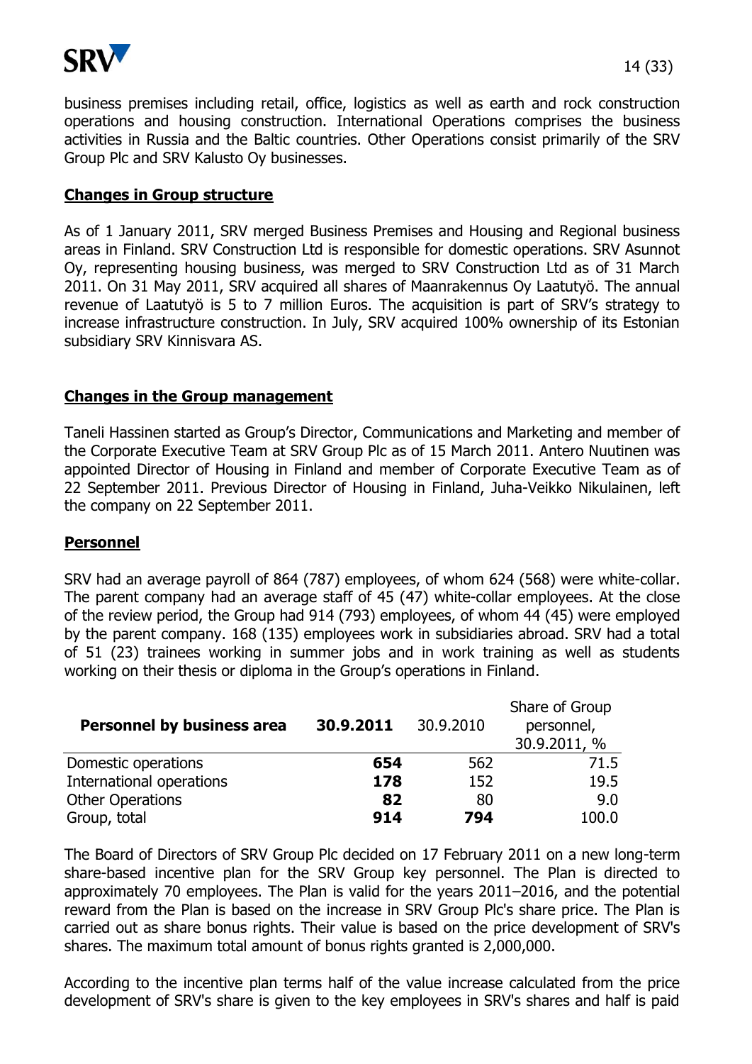business premises including retail, office, logistics as well as earth and rock construction operations and housing construction. International Operations comprises the business activities in Russia and the Baltic countries. Other Operations consist primarily of the SRV Group Plc and SRV Kalusto Oy businesses.

## Changes in Group structure

As of 1 January 2011, SRV merged Business Premises and Housing and Regional business areas in Finland. SRV Construction Ltd is responsible for domestic operations. SRV Asunnot Oy, representing housing business, was merged to SRV Construction Ltd as of 31 March 2011. On 31 May 2011, SRV acquired all shares of Maanrakennus Oy Laatutyö. The annual revenue of Laatutyö is 5 to 7 million Euros. The acquisition is part of SRV's strategy to increase infrastructure construction. In July, SRV acquired 100% ownership of its Estonian subsidiary SRV Kinnisvara AS.

## Changes in the Group management

Taneli Hassinen started as Group's Director, Communications and Marketing and member of the Corporate Executive Team at SRV Group Plc as of 15 March 2011. Antero Nuutinen was appointed Director of Housing in Finland and member of Corporate Executive Team as of 22 September 2011. Previous Director of Housing in Finland, Juha-Veikko Nikulainen, left the company on 22 September 2011.

## Personnel

SRV had an average payroll of 864 (787) employees, of whom 624 (568) were white-collar. The parent company had an average staff of 45 (47) white-collar employees. At the close of the review period, the Group had 914 (793) employees, of whom 44 (45) were employed by the parent company. 168 (135) employees work in subsidiaries abroad. SRV had a total of 51 (23) trainees working in summer jobs and in work training as well as students working on their thesis or diploma in the Group's operations in Finland.

| **Personnel by business area** | **30.9.2011** | 30.9.2010 | Share of Group personnel, 30.9.2011, % |
|---|---|---|---|
| Domestic operations | **654** | 562 | 71.5 |
| International operations | **178** | 152 | 19.5 |
| Other Operations | **82** | 80 | 9.0 |
| Group, total | **914** | **794** | 100.0 |

The Board of Directors of SRV Group Plc decided on 17 February 2011 on a new long-term share-based incentive plan for the SRV Group key personnel. The Plan is directed to approximately 70 employees. The Plan is valid for the years 2011–2016, and the potential reward from the Plan is based on the increase in SRV Group Plc's share price. The Plan is carried out as share bonus rights. Their value is based on the price development of SRV's shares. The maximum total amount of bonus rights granted is 2,000,000.

According to the incentive plan terms half of the value increase calculated from the price development of SRV's share is given to the key employees in SRV's shares and half is paid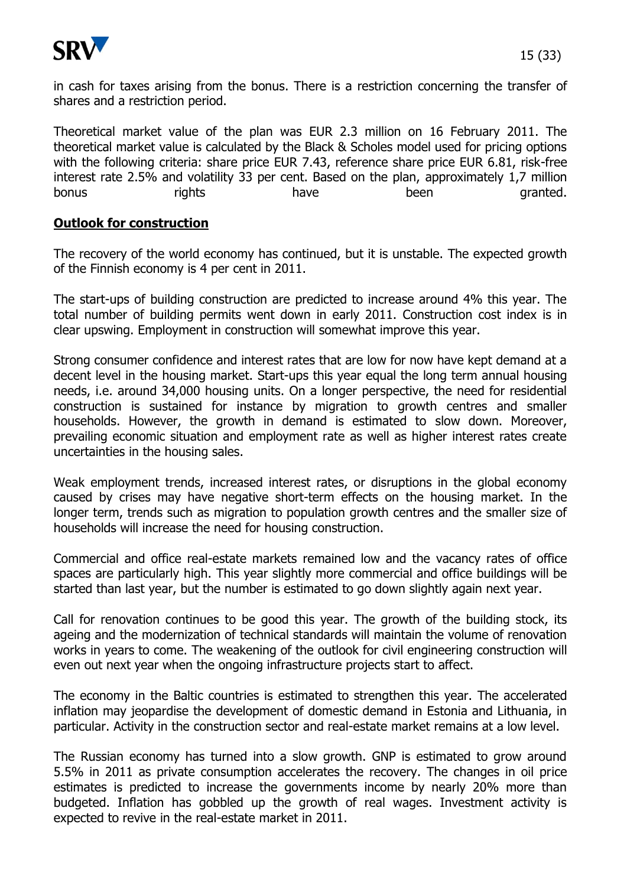in cash for taxes arising from the bonus. There is a restriction concerning the transfer of shares and a restriction period.

Theoretical market value of the plan was EUR 2.3 million on 16 February 2011. The theoretical market value is calculated by the Black & Scholes model used for pricing options with the following criteria: share price EUR 7.43, reference share price EUR 6.81, risk-free interest rate 2.5% and volatility 33 per cent. Based on the plan, approximately 1,7 million bonus rights have been granted.

## Outlook for construction

The recovery of the world economy has continued, but it is unstable. The expected growth of the Finnish economy is 4 per cent in 2011.

The start-ups of building construction are predicted to increase around 4% this year. The total number of building permits went down in early 2011. Construction cost index is in clear upswing. Employment in construction will somewhat improve this year.

Strong consumer confidence and interest rates that are low for now have kept demand at a decent level in the housing market. Start-ups this year equal the long term annual housing needs, i.e. around 34,000 housing units. On a longer perspective, the need for residential construction is sustained for instance by migration to growth centres and smaller households. However, the growth in demand is estimated to slow down. Moreover, prevailing economic situation and employment rate as well as higher interest rates create uncertainties in the housing sales.

Weak employment trends, increased interest rates, or disruptions in the global economy caused by crises may have negative short-term effects on the housing market. In the longer term, trends such as migration to population growth centres and the smaller size of households will increase the need for housing construction.

Commercial and office real-estate markets remained low and the vacancy rates of office spaces are particularly high. This year slightly more commercial and office buildings will be started than last year, but the number is estimated to go down slightly again next year.

Call for renovation continues to be good this year. The growth of the building stock, its ageing and the modernization of technical standards will maintain the volume of renovation works in years to come. The weakening of the outlook for civil engineering construction will even out next year when the ongoing infrastructure projects start to affect.

The economy in the Baltic countries is estimated to strengthen this year. The accelerated inflation may jeopardise the development of domestic demand in Estonia and Lithuania, in particular. Activity in the construction sector and real-estate market remains at a low level.

The Russian economy has turned into a slow growth. GNP is estimated to grow around 5.5% in 2011 as private consumption accelerates the recovery. The changes in oil price estimates is predicted to increase the governments income by nearly 20% more than budgeted. Inflation has gobbled up the growth of real wages. Investment activity is expected to revive in the real-estate market in 2011.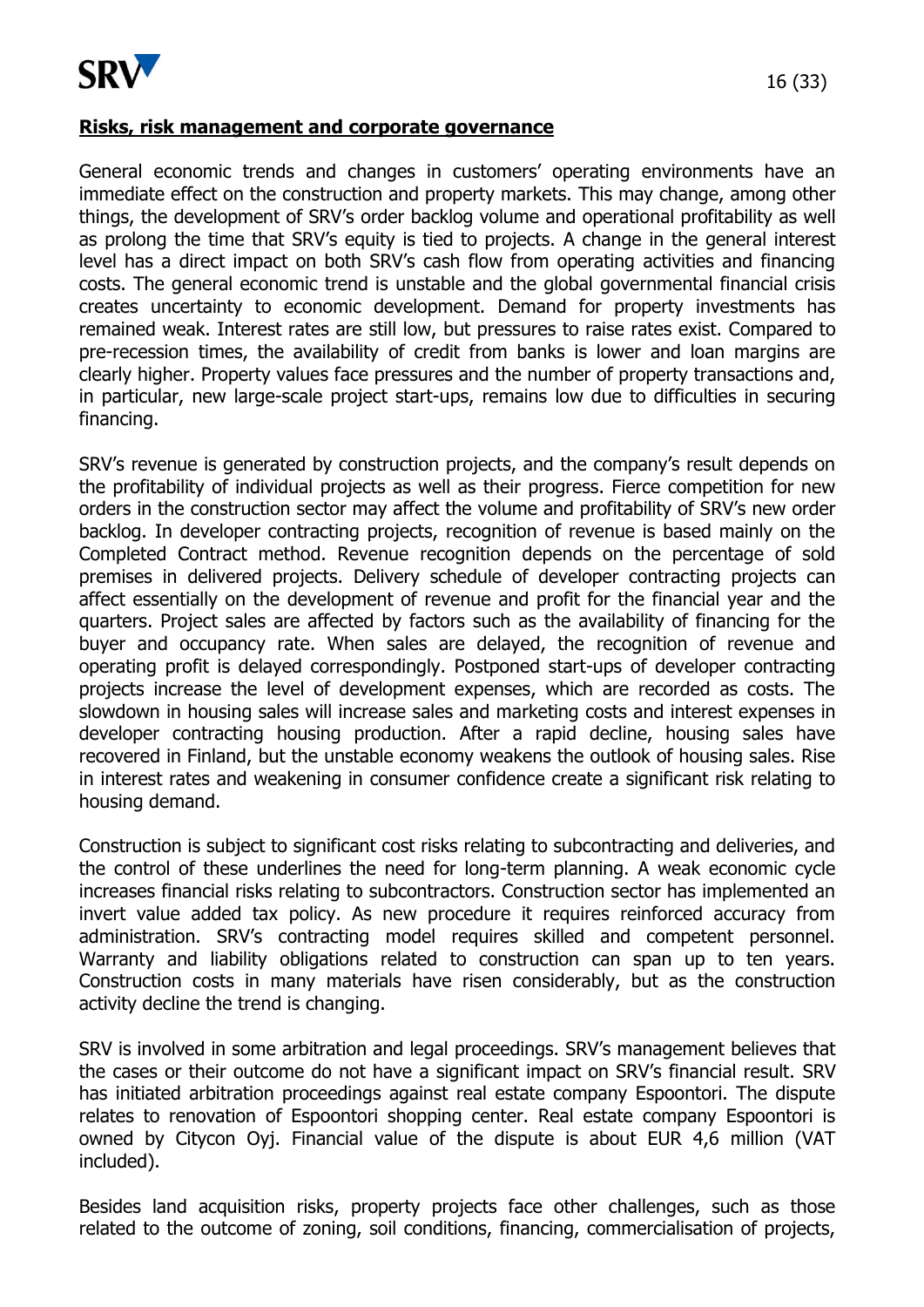**Risks, risk management and corporate governance**

General economic trends and changes in customers' operating environments have an immediate effect on the construction and property markets. This may change, among other things, the development of SRV's order backlog volume and operational profitability as well as prolong the time that SRV's equity is tied to projects. A change in the general interest level has a direct impact on both SRV's cash flow from operating activities and financing costs. The general economic trend is unstable and the global governmental financial crisis creates uncertainty to economic development. Demand for property investments has remained weak. Interest rates are still low, but pressures to raise rates exist. Compared to pre-recession times, the availability of credit from banks is lower and loan margins are clearly higher. Property values face pressures and the number of property transactions and, in particular, new large-scale project start-ups, remains low due to difficulties in securing financing.

SRV's revenue is generated by construction projects, and the company's result depends on the profitability of individual projects as well as their progress. Fierce competition for new orders in the construction sector may affect the volume and profitability of SRV's new order backlog. In developer contracting projects, recognition of revenue is based mainly on the Completed Contract method. Revenue recognition depends on the percentage of sold premises in delivered projects. Delivery schedule of developer contracting projects can affect essentially on the development of revenue and profit for the financial year and the quarters. Project sales are affected by factors such as the availability of financing for the buyer and occupancy rate. When sales are delayed, the recognition of revenue and operating profit is delayed correspondingly. Postponed start-ups of developer contracting projects increase the level of development expenses, which are recorded as costs. The slowdown in housing sales will increase sales and marketing costs and interest expenses in developer contracting housing production. After a rapid decline, housing sales have recovered in Finland, but the unstable economy weakens the outlook of housing sales. Rise in interest rates and weakening in consumer confidence create a significant risk relating to housing demand.

Construction is subject to significant cost risks relating to subcontracting and deliveries, and the control of these underlines the need for long-term planning. A weak economic cycle increases financial risks relating to subcontractors. Construction sector has implemented an invert value added tax policy. As new procedure it requires reinforced accuracy from administration. SRV's contracting model requires skilled and competent personnel. Warranty and liability obligations related to construction can span up to ten years. Construction costs in many materials have risen considerably, but as the construction activity decline the trend is changing.

SRV is involved in some arbitration and legal proceedings. SRV's management believes that the cases or their outcome do not have a significant impact on SRV's financial result. SRV has initiated arbitration proceedings against real estate company Espoontori. The dispute relates to renovation of Espoontori shopping center. Real estate company Espoontori is owned by Citycon Oyj. Financial value of the dispute is about EUR 4,6 million (VAT included).

Besides land acquisition risks, property projects face other challenges, such as those related to the outcome of zoning, soil conditions, financing, commercialisation of projects,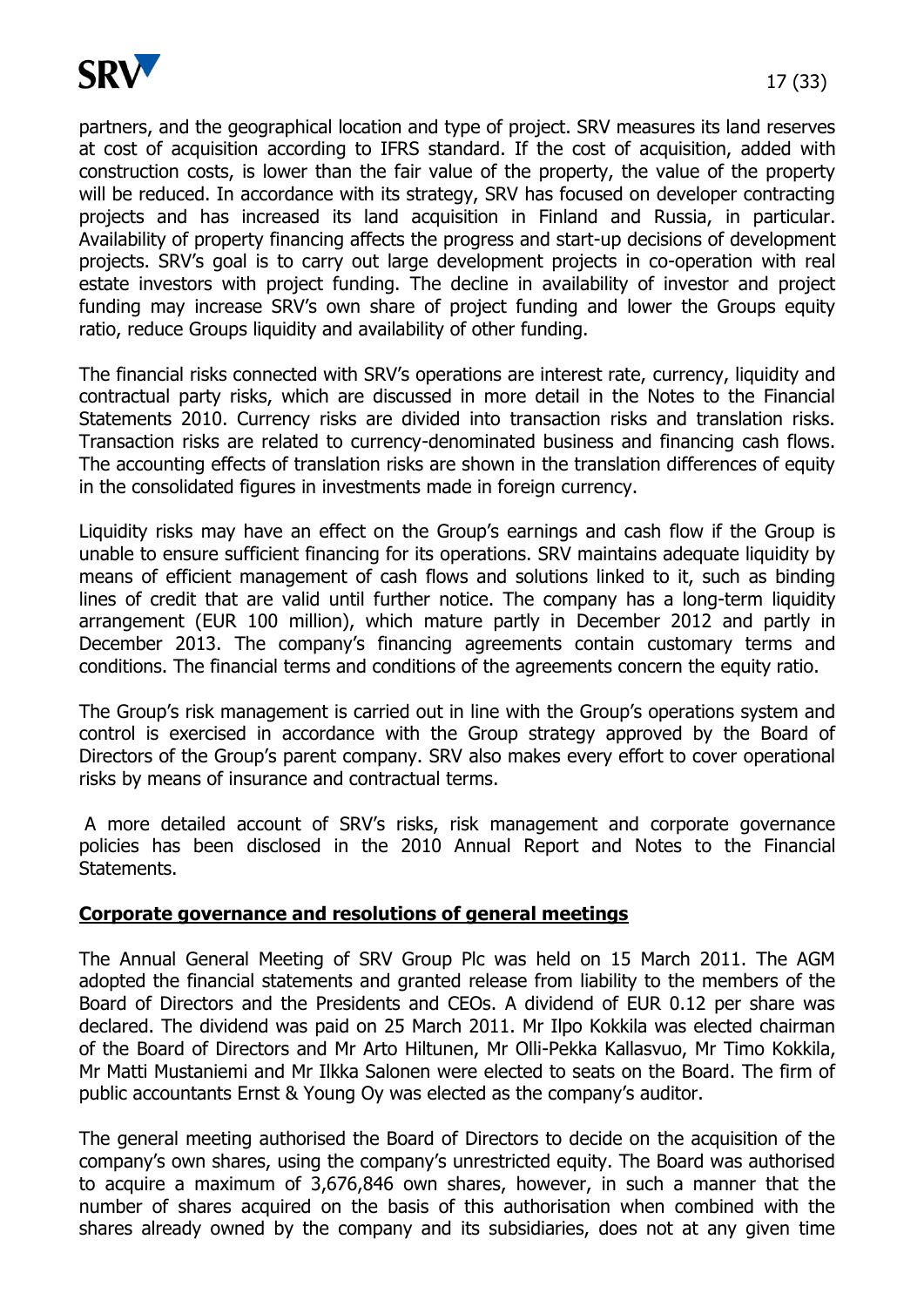partners, and the geographical location and type of project. SRV measures its land reserves at cost of acquisition according to IFRS standard. If the cost of acquisition, added with construction costs, is lower than the fair value of the property, the value of the property will be reduced. In accordance with its strategy, SRV has focused on developer contracting projects and has increased its land acquisition in Finland and Russia, in particular. Availability of property financing affects the progress and start-up decisions of development projects. SRV's goal is to carry out large development projects in co-operation with real estate investors with project funding. The decline in availability of investor and project funding may increase SRV's own share of project funding and lower the Groups equity ratio, reduce Groups liquidity and availability of other funding.

The financial risks connected with SRV's operations are interest rate, currency, liquidity and contractual party risks, which are discussed in more detail in the Notes to the Financial Statements 2010. Currency risks are divided into transaction risks and translation risks. Transaction risks are related to currency-denominated business and financing cash flows. The accounting effects of translation risks are shown in the translation differences of equity in the consolidated figures in investments made in foreign currency.

Liquidity risks may have an effect on the Group's earnings and cash flow if the Group is unable to ensure sufficient financing for its operations. SRV maintains adequate liquidity by means of efficient management of cash flows and solutions linked to it, such as binding lines of credit that are valid until further notice. The company has a long-term liquidity arrangement (EUR 100 million), which mature partly in December 2012 and partly in December 2013. The company's financing agreements contain customary terms and conditions. The financial terms and conditions of the agreements concern the equity ratio.

The Group's risk management is carried out in line with the Group's operations system and control is exercised in accordance with the Group strategy approved by the Board of Directors of the Group's parent company. SRV also makes every effort to cover operational risks by means of insurance and contractual terms.

A more detailed account of SRV's risks, risk management and corporate governance policies has been disclosed in the 2010 Annual Report and Notes to the Financial Statements.

## Corporate governance and resolutions of general meetings

The Annual General Meeting of SRV Group Plc was held on 15 March 2011. The AGM adopted the financial statements and granted release from liability to the members of the Board of Directors and the Presidents and CEOs. A dividend of EUR 0.12 per share was declared. The dividend was paid on 25 March 2011. Mr Ilpo Kokkila was elected chairman of the Board of Directors and Mr Arto Hiltunen, Mr Olli-Pekka Kallasvuo, Mr Timo Kokkila, Mr Matti Mustaniemi and Mr Ilkka Salonen were elected to seats on the Board. The firm of public accountants Ernst & Young Oy was elected as the company's auditor.

The general meeting authorised the Board of Directors to decide on the acquisition of the company's own shares, using the company's unrestricted equity. The Board was authorised to acquire a maximum of 3,676,846 own shares, however, in such a manner that the number of shares acquired on the basis of this authorisation when combined with the shares already owned by the company and its subsidiaries, does not at any given time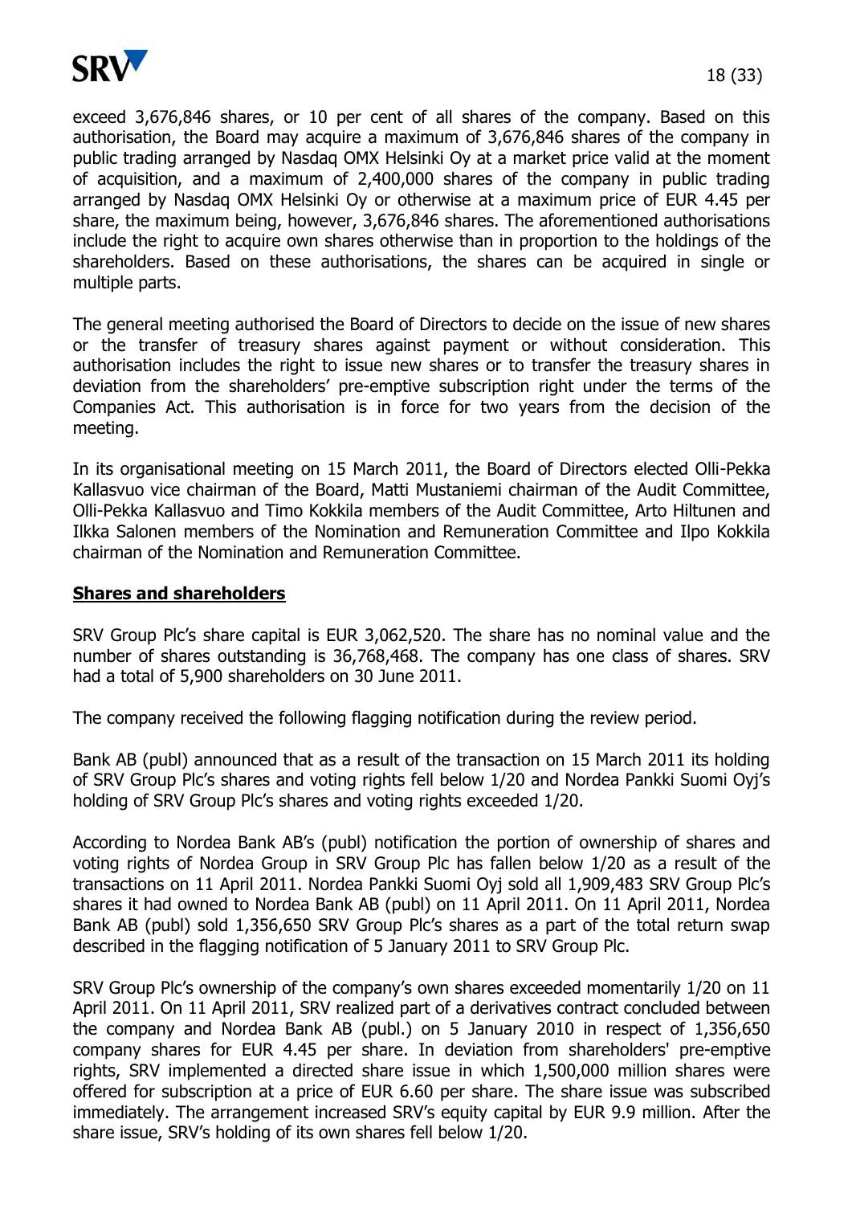exceed 3,676,846 shares, or 10 per cent of all shares of the company. Based on this authorisation, the Board may acquire a maximum of 3,676,846 shares of the company in public trading arranged by Nasdaq OMX Helsinki Oy at a market price valid at the moment of acquisition, and a maximum of 2,400,000 shares of the company in public trading arranged by Nasdaq OMX Helsinki Oy or otherwise at a maximum price of EUR 4.45 per share, the maximum being, however, 3,676,846 shares. The aforementioned authorisations include the right to acquire own shares otherwise than in proportion to the holdings of the shareholders. Based on these authorisations, the shares can be acquired in single or multiple parts.

The general meeting authorised the Board of Directors to decide on the issue of new shares or the transfer of treasury shares against payment or without consideration. This authorisation includes the right to issue new shares or to transfer the treasury shares in deviation from the shareholders' pre-emptive subscription right under the terms of the Companies Act. This authorisation is in force for two years from the decision of the meeting.

In its organisational meeting on 15 March 2011, the Board of Directors elected Olli-Pekka Kallasvuo vice chairman of the Board, Matti Mustaniemi chairman of the Audit Committee, Olli-Pekka Kallasvuo and Timo Kokkila members of the Audit Committee, Arto Hiltunen and Ilkka Salonen members of the Nomination and Remuneration Committee and Ilpo Kokkila chairman of the Nomination and Remuneration Committee.

## Shares and shareholders

SRV Group Plc's share capital is EUR 3,062,520. The share has no nominal value and the number of shares outstanding is 36,768,468. The company has one class of shares. SRV had a total of 5,900 shareholders on 30 June 2011.

The company received the following flagging notification during the review period.

Bank AB (publ) announced that as a result of the transaction on 15 March 2011 its holding of SRV Group Plc's shares and voting rights fell below 1/20 and Nordea Pankki Suomi Oyj's holding of SRV Group Plc's shares and voting rights exceeded 1/20.

According to Nordea Bank AB's (publ) notification the portion of ownership of shares and voting rights of Nordea Group in SRV Group Plc has fallen below 1/20 as a result of the transactions on 11 April 2011. Nordea Pankki Suomi Oyj sold all 1,909,483 SRV Group Plc's shares it had owned to Nordea Bank AB (publ) on 11 April 2011. On 11 April 2011, Nordea Bank AB (publ) sold 1,356,650 SRV Group Plc's shares as a part of the total return swap described in the flagging notification of 5 January 2011 to SRV Group Plc.

SRV Group Plc's ownership of the company's own shares exceeded momentarily 1/20 on 11 April 2011. On 11 April 2011, SRV realized part of a derivatives contract concluded between the company and Nordea Bank AB (publ.) on 5 January 2010 in respect of 1,356,650 company shares for EUR 4.45 per share. In deviation from shareholders' pre-emptive rights, SRV implemented a directed share issue in which 1,500,000 million shares were offered for subscription at a price of EUR 6.60 per share. The share issue was subscribed immediately. The arrangement increased SRV's equity capital by EUR 9.9 million. After the share issue, SRV's holding of its own shares fell below 1/20.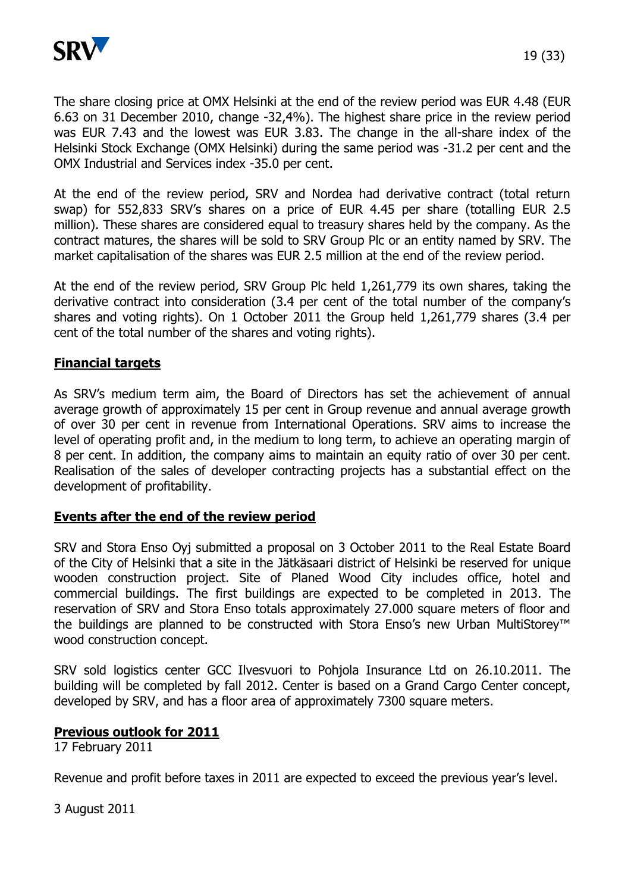The share closing price at OMX Helsinki at the end of the review period was EUR 4.48 (EUR 6.63 on 31 December 2010, change -32,4%). The highest share price in the review period was EUR 7.43 and the lowest was EUR 3.83. The change in the all-share index of the Helsinki Stock Exchange (OMX Helsinki) during the same period was -31.2 per cent and the OMX Industrial and Services index -35.0 per cent.

At the end of the review period, SRV and Nordea had derivative contract (total return swap) for 552,833 SRV's shares on a price of EUR 4.45 per share (totalling EUR 2.5 million). These shares are considered equal to treasury shares held by the company. As the contract matures, the shares will be sold to SRV Group Plc or an entity named by SRV. The market capitalisation of the shares was EUR 2.5 million at the end of the review period.

At the end of the review period, SRV Group Plc held 1,261,779 its own shares, taking the derivative contract into consideration (3.4 per cent of the total number of the company's shares and voting rights). On 1 October 2011 the Group held 1,261,779 shares (3.4 per cent of the total number of the shares and voting rights).

## Financial targets

As SRV's medium term aim, the Board of Directors has set the achievement of annual average growth of approximately 15 per cent in Group revenue and annual average growth of over 30 per cent in revenue from International Operations. SRV aims to increase the level of operating profit and, in the medium to long term, to achieve an operating margin of 8 per cent. In addition, the company aims to maintain an equity ratio of over 30 per cent. Realisation of the sales of developer contracting projects has a substantial effect on the development of profitability.

## Events after the end of the review period

SRV and Stora Enso Oyj submitted a proposal on 3 October 2011 to the Real Estate Board of the City of Helsinki that a site in the Jätkäsaari district of Helsinki be reserved for unique wooden construction project. Site of Planed Wood City includes office, hotel and commercial buildings. The first buildings are expected to be completed in 2013. The reservation of SRV and Stora Enso totals approximately 27.000 square meters of floor and the buildings are planned to be constructed with Stora Enso's new Urban MultiStorey™ wood construction concept.

SRV sold logistics center GCC Ilvesvuori to Pohjola Insurance Ltd on 26.10.2011. The building will be completed by fall 2012. Center is based on a Grand Cargo Center concept, developed by SRV, and has a floor area of approximately 7300 square meters.

## Previous outlook for 2011

17 February 2011

Revenue and profit before taxes in 2011 are expected to exceed the previous year's level.

3 August 2011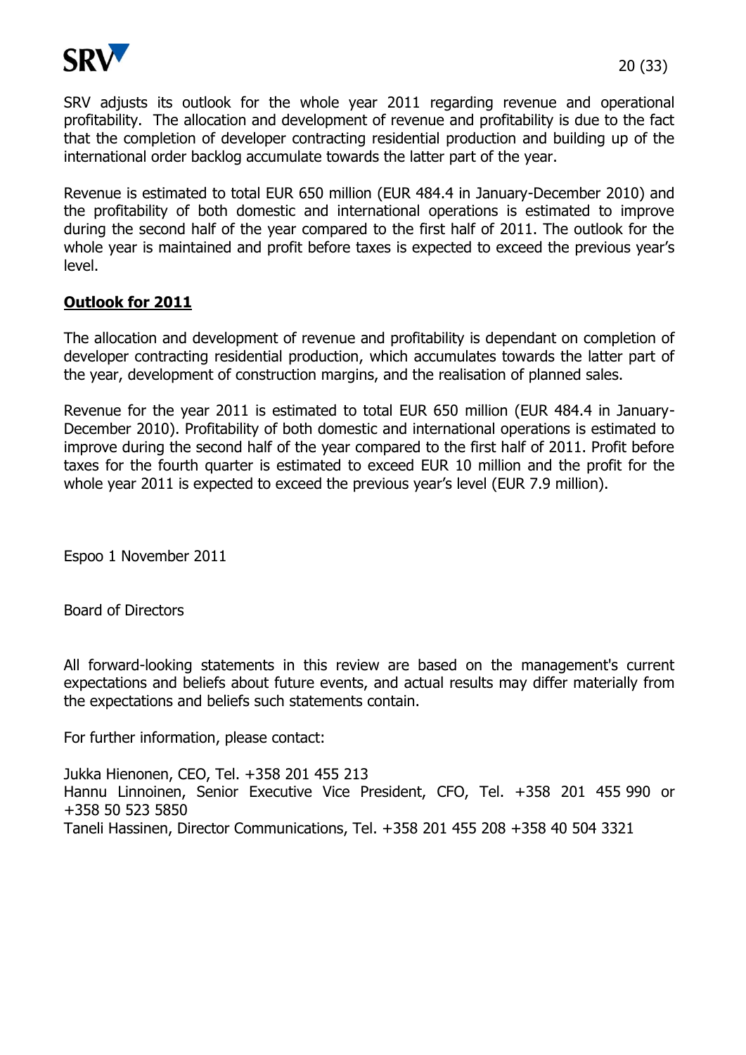SRV adjusts its outlook for the whole year 2011 regarding revenue and operational profitability. The allocation and development of revenue and profitability is due to the fact that the completion of developer contracting residential production and building up of the international order backlog accumulate towards the latter part of the year.

Revenue is estimated to total EUR 650 million (EUR 484.4 in January-December 2010) and the profitability of both domestic and international operations is estimated to improve during the second half of the year compared to the first half of 2011. The outlook for the whole year is maintained and profit before taxes is expected to exceed the previous year's level.

## Outlook for 2011

The allocation and development of revenue and profitability is dependant on completion of developer contracting residential production, which accumulates towards the latter part of the year, development of construction margins, and the realisation of planned sales.

Revenue for the year 2011 is estimated to total EUR 650 million (EUR 484.4 in January-December 2010). Profitability of both domestic and international operations is estimated to improve during the second half of the year compared to the first half of 2011. Profit before taxes for the fourth quarter is estimated to exceed EUR 10 million and the profit for the whole year 2011 is expected to exceed the previous year's level (EUR 7.9 million).

Espoo 1 November 2011

Board of Directors

All forward-looking statements in this review are based on the management's current expectations and beliefs about future events, and actual results may differ materially from the expectations and beliefs such statements contain.

For further information, please contact:

Jukka Hienonen, CEO, Tel. +358 201 455 213
Hannu Linnoinen, Senior Executive Vice President, CFO, Tel. +358 201 455 990 or +358 50 523 5850
Taneli Hassinen, Director Communications, Tel. +358 201 455 208 +358 40 504 3321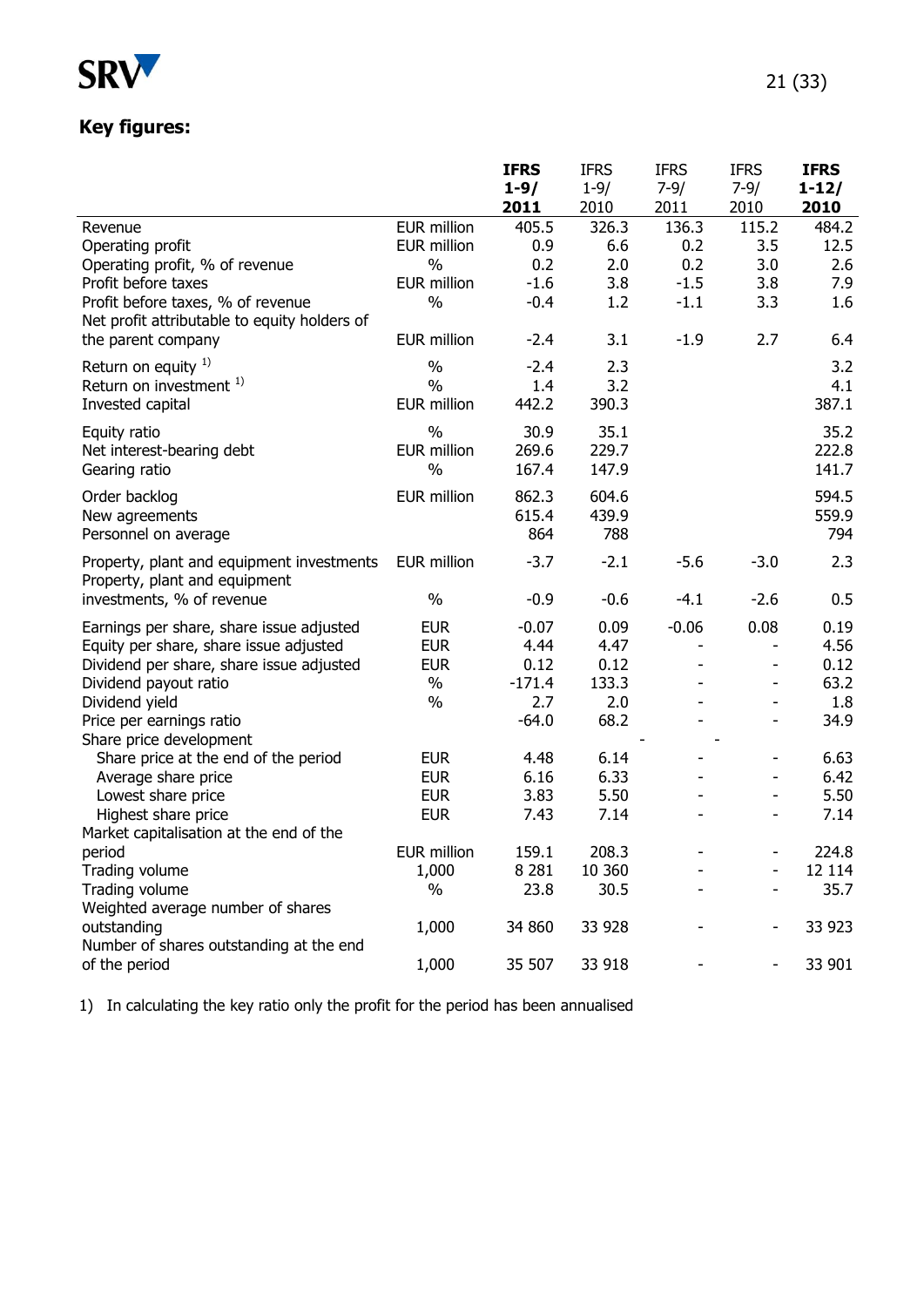## Key figures:

| | | IFRS 1-9/ 2011 | IFRS 1-9/ 2010 | IFRS 7-9/ 2011 | IFRS 7-9/ 2010 | IFRS 1-12/ 2010 |
|---|---|---|---|---|---|---|
| Revenue | EUR million | 405.5 | 326.3 | 136.3 | 115.2 | 484.2 |
| Operating profit | EUR million | 0.9 | 6.6 | 0.2 | 3.5 | 12.5 |
| Operating profit, % of revenue | % | 0.2 | 2.0 | 0.2 | 3.0 | 2.6 |
| Profit before taxes | EUR million | -1.6 | 3.8 | -1.5 | 3.8 | 7.9 |
| Profit before taxes, % of revenue | % | -0.4 | 1.2 | -1.1 | 3.3 | 1.6 |
| Net profit attributable to equity holders of the parent company | EUR million | -2.4 | 3.1 | -1.9 | 2.7 | 6.4 |
| Return on equity [1] | % | -2.4 | 2.3 | | | 3.2 |
| Return on investment [1] | % | 1.4 | 3.2 | | | 4.1 |
| Invested capital | EUR million | 442.2 | 390.3 | | | 387.1 |
| Equity ratio | % | 30.9 | 35.1 | | | 35.2 |
| Net interest-bearing debt | EUR million | 269.6 | 229.7 | | | 222.8 |
| Gearing ratio | % | 167.4 | 147.9 | | | 141.7 |
| Order backlog | EUR million | 862.3 | 604.6 | | | 594.5 |
| New agreements | | 615.4 | 439.9 | | | 559.9 |
| Personnel on average | | 864 | 788 | | | 794 |
| Property, plant and equipment investments | EUR million | -3.7 | -2.1 | -5.6 | -3.0 | 2.3 |
| Property, plant and equipment investments, % of revenue | % | -0.9 | -0.6 | -4.1 | -2.6 | 0.5 |
| Earnings per share, share issue adjusted | EUR | -0.07 | 0.09 | -0.06 | 0.08 | 0.19 |
| Equity per share, share issue adjusted | EUR | 4.44 | 4.47 | - | - | 4.56 |
| Dividend per share, share issue adjusted | EUR | 0.12 | 0.12 | - | - | 0.12 |
| Dividend payout ratio | % | -171.4 | 133.3 | - | - | 63.2 |
| Dividend yield | % | 2.7 | 2.0 | - | - | 1.8 |
| Price per earnings ratio | | -64.0 | 68.2 | - | - | 34.9 |
| Share price development | | | | - | - | |
| Share price at the end of the period | EUR | 4.48 | 6.14 | - | - | 6.63 |
| Average share price | EUR | 6.16 | 6.33 | - | - | 6.42 |
| Lowest share price | EUR | 3.83 | 5.50 | - | - | 5.50 |
| Highest share price | EUR | 7.43 | 7.14 | - | - | 7.14 |
| Market capitalisation at the end of the period | EUR million | 159.1 | 208.3 | - | - | 224.8 |
| Trading volume | 1,000 | 8 281 | 10 360 | - | - | 12 114 |
| Trading volume | % | 23.8 | 30.5 | - | - | 35.7 |
| Weighted average number of shares outstanding | 1,000 | 34 860 | 33 928 | - | - | 33 923 |
| Number of shares outstanding at the end of the period | 1,000 | 35 507 | 33 918 | - | - | 33 901 |

1) In calculating the key ratio only the profit for the period has been annualised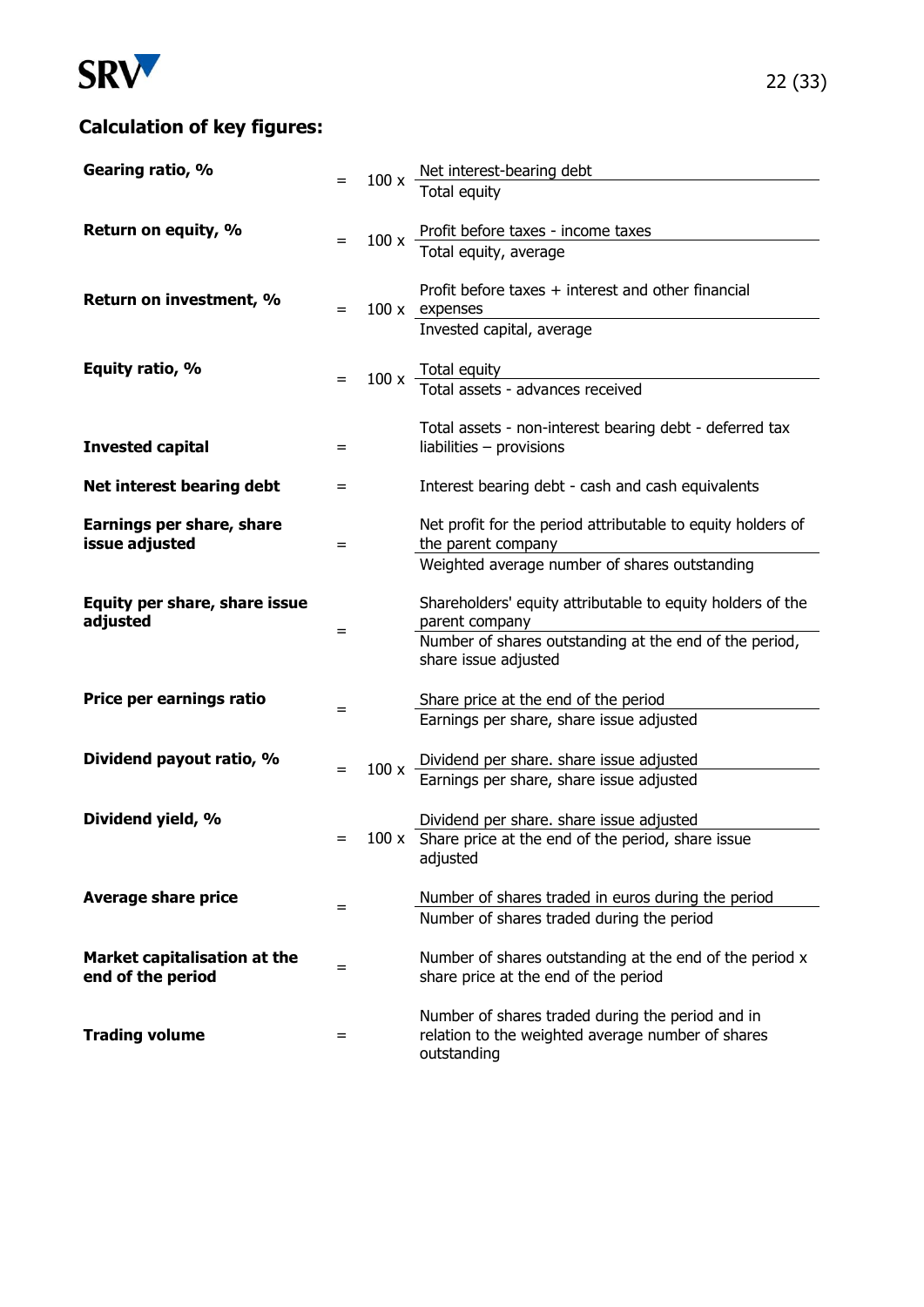## Calculation of key figures:

| | | | |
|---|---|---|---|
| **Gearing ratio, %** | = | 100 x | Net interest-bearing debt / Total equity |
| **Return on equity, %** | = | 100 x | Profit before taxes - income taxes / Total equity, average |
| **Return on investment, %** | = | 100 x | Profit before taxes + interest and other financial expenses / Invested capital, average |
| **Equity ratio, %** | = | 100 x | Total equity / Total assets - advances received |
| **Invested capital** | = | | Total assets - non-interest bearing debt - deferred tax liabilities – provisions |
| **Net interest bearing debt** | = | | Interest bearing debt - cash and cash equivalents |
| **Earnings per share, share issue adjusted** | = | | Net profit for the period attributable to equity holders of the parent company / Weighted average number of shares outstanding |
| **Equity per share, share issue adjusted** | = | | Shareholders' equity attributable to equity holders of the parent company / Number of shares outstanding at the end of the period, share issue adjusted |
| **Price per earnings ratio** | = | | Share price at the end of the period / Earnings per share, share issue adjusted |
| **Dividend payout ratio, %** | = | 100 x | Dividend per share. share issue adjusted / Earnings per share, share issue adjusted |
| **Dividend yield, %** | = | 100 x | Dividend per share. share issue adjusted / Share price at the end of the period, share issue adjusted |
| **Average share price** | = | | Number of shares traded in euros during the period / Number of shares traded during the period |
| **Market capitalisation at the end of the period** | = | | Number of shares outstanding at the end of the period x share price at the end of the period |
| **Trading volume** | = | | Number of shares traded during the period and in relation to the weighted average number of shares outstanding |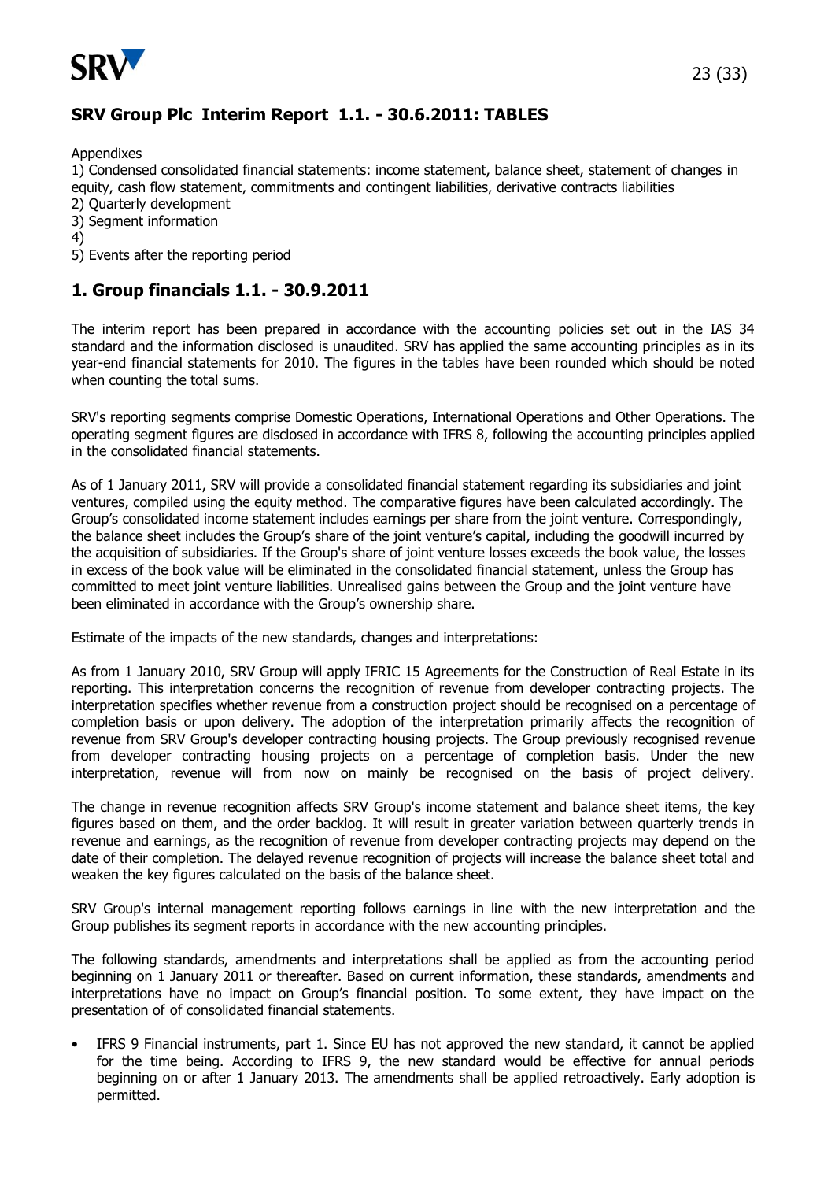## SRV Group Plc Interim Report 1.1. - 30.6.2011: TABLES

Appendixes

1) Condensed consolidated financial statements: income statement, balance sheet, statement of changes in equity, cash flow statement, commitments and contingent liabilities, derivative contracts liabilities
2) Quarterly development
3) Segment information
4)
5) Events after the reporting period

## 1. Group financials 1.1. - 30.9.2011

The interim report has been prepared in accordance with the accounting policies set out in the IAS 34 standard and the information disclosed is unaudited. SRV has applied the same accounting principles as in its year-end financial statements for 2010. The figures in the tables have been rounded which should be noted when counting the total sums.

SRV's reporting segments comprise Domestic Operations, International Operations and Other Operations. The operating segment figures are disclosed in accordance with IFRS 8, following the accounting principles applied in the consolidated financial statements.

As of 1 January 2011, SRV will provide a consolidated financial statement regarding its subsidiaries and joint ventures, compiled using the equity method. The comparative figures have been calculated accordingly. The Group's consolidated income statement includes earnings per share from the joint venture. Correspondingly, the balance sheet includes the Group's share of the joint venture's capital, including the goodwill incurred by the acquisition of subsidiaries. If the Group's share of joint venture losses exceeds the book value, the losses in excess of the book value will be eliminated in the consolidated financial statement, unless the Group has committed to meet joint venture liabilities. Unrealised gains between the Group and the joint venture have been eliminated in accordance with the Group's ownership share.

Estimate of the impacts of the new standards, changes and interpretations:

As from 1 January 2010, SRV Group will apply IFRIC 15 Agreements for the Construction of Real Estate in its reporting. This interpretation concerns the recognition of revenue from developer contracting projects. The interpretation specifies whether revenue from a construction project should be recognised on a percentage of completion basis or upon delivery. The adoption of the interpretation primarily affects the recognition of revenue from SRV Group's developer contracting housing projects. The Group previously recognised revenue from developer contracting housing projects on a percentage of completion basis. Under the new interpretation, revenue will from now on mainly be recognised on the basis of project delivery.

The change in revenue recognition affects SRV Group's income statement and balance sheet items, the key figures based on them, and the order backlog. It will result in greater variation between quarterly trends in revenue and earnings, as the recognition of revenue from developer contracting projects may depend on the date of their completion. The delayed revenue recognition of projects will increase the balance sheet total and weaken the key figures calculated on the basis of the balance sheet.

SRV Group's internal management reporting follows earnings in line with the new interpretation and the Group publishes its segment reports in accordance with the new accounting principles.

The following standards, amendments and interpretations shall be applied as from the accounting period beginning on 1 January 2011 or thereafter. Based on current information, these standards, amendments and interpretations have no impact on Group's financial position. To some extent, they have impact on the presentation of of consolidated financial statements.

- IFRS 9 Financial instruments, part 1. Since EU has not approved the new standard, it cannot be applied for the time being. According to IFRS 9, the new standard would be effective for annual periods beginning on or after 1 January 2013. The amendments shall be applied retroactively. Early adoption is permitted.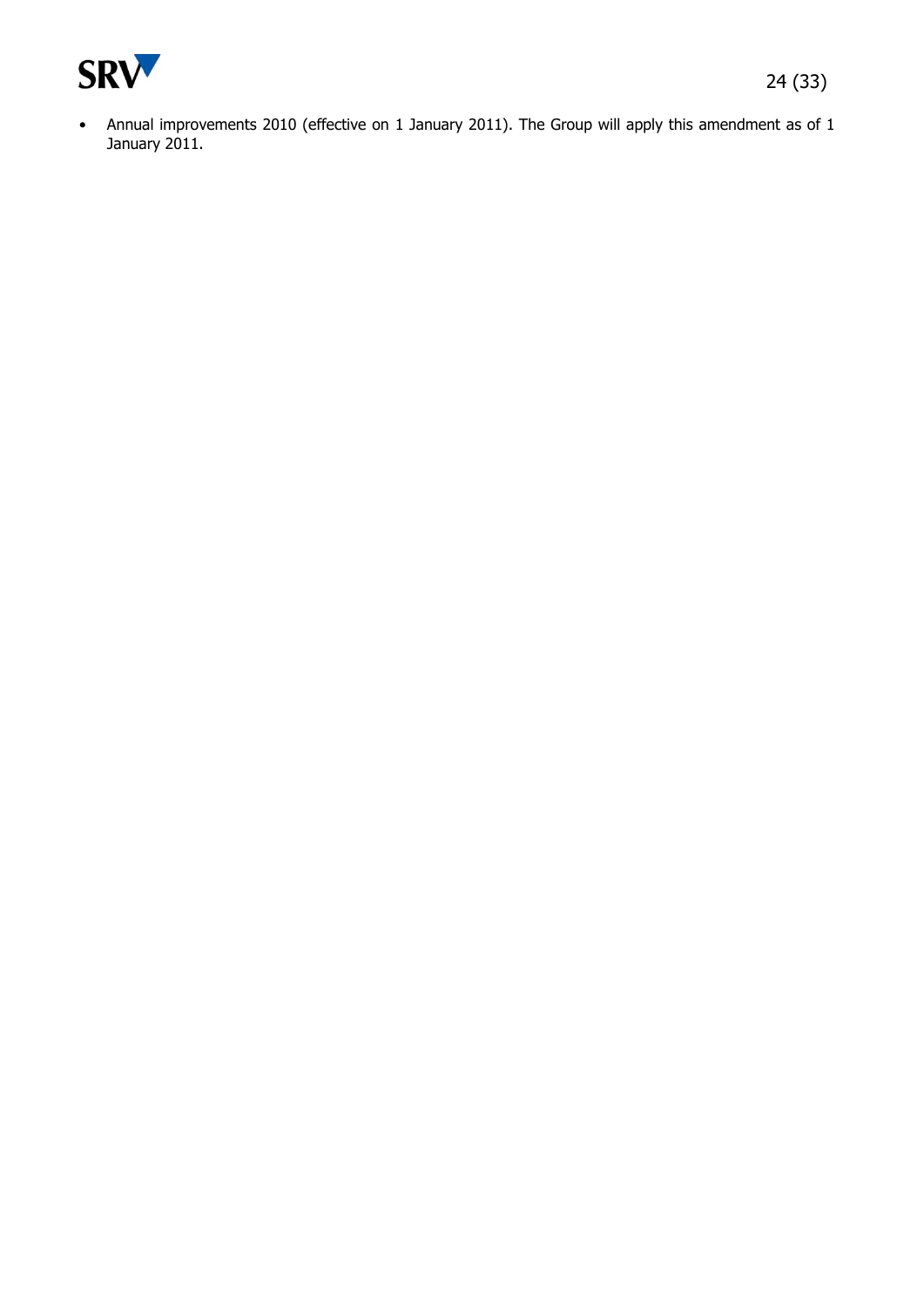- Annual improvements 2010 (effective on 1 January 2011). The Group will apply this amendment as of 1 January 2011.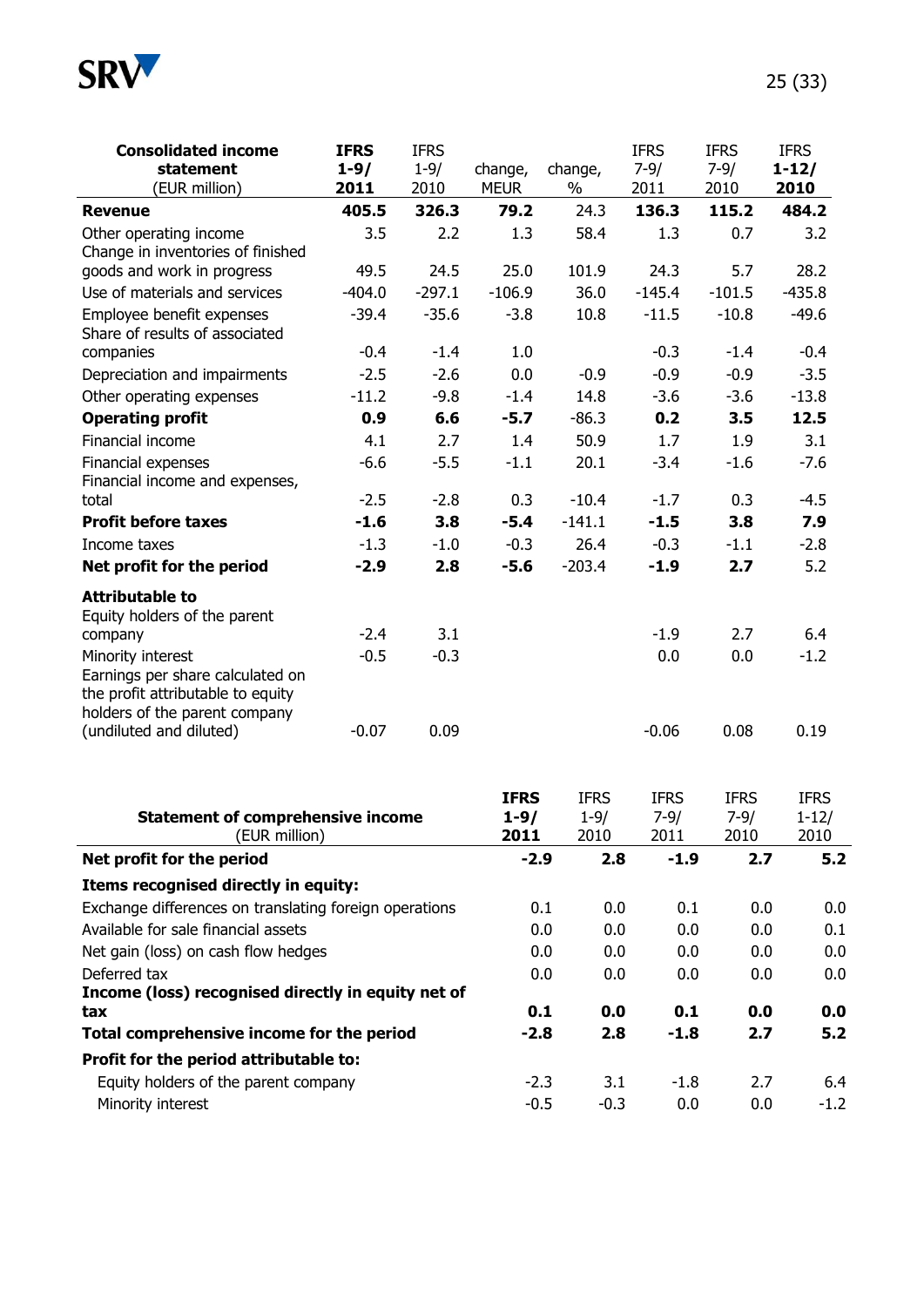| **Consolidated income statement** (EUR million) | **IFRS 1-9/ 2011** | IFRS 1-9/ 2010 | change, MEUR | change, % | IFRS 7-9/ 2011 | IFRS 7-9/ 2010 | **IFRS 1-12/ 2010** |
|---|---|---|---|---|---|---|---|
| **Revenue** | **405.5** | **326.3** | **79.2** | 24.3 | **136.3** | **115.2** | **484.2** |
| Other operating income | 3.5 | 2.2 | 1.3 | 58.4 | 1.3 | 0.7 | 3.2 |
| Change in inventories of finished goods and work in progress | 49.5 | 24.5 | 25.0 | 101.9 | 24.3 | 5.7 | 28.2 |
| Use of materials and services | -404.0 | -297.1 | -106.9 | 36.0 | -145.4 | -101.5 | -435.8 |
| Employee benefit expenses | -39.4 | -35.6 | -3.8 | 10.8 | -11.5 | -10.8 | -49.6 |
| Share of results of associated companies | -0.4 | -1.4 | 1.0 | | -0.3 | -1.4 | -0.4 |
| Depreciation and impairments | -2.5 | -2.6 | 0.0 | -0.9 | -0.9 | -0.9 | -3.5 |
| Other operating expenses | -11.2 | -9.8 | -1.4 | 14.8 | -3.6 | -3.6 | -13.8 |
| **Operating profit** | **0.9** | **6.6** | **-5.7** | -86.3 | **0.2** | **3.5** | **12.5** |
| Financial income | 4.1 | 2.7 | 1.4 | 50.9 | 1.7 | 1.9 | 3.1 |
| Financial expenses | -6.6 | -5.5 | -1.1 | 20.1 | -3.4 | -1.6 | -7.6 |
| Financial income and expenses, total | -2.5 | -2.8 | 0.3 | -10.4 | -1.7 | 0.3 | -4.5 |
| **Profit before taxes** | **-1.6** | **3.8** | **-5.4** | -141.1 | **-1.5** | **3.8** | **7.9** |
| Income taxes | -1.3 | -1.0 | -0.3 | 26.4 | -0.3 | -1.1 | -2.8 |
| **Net profit for the period** | **-2.9** | **2.8** | **-5.6** | -203.4 | **-1.9** | **2.7** | 5.2 |
| **Attributable to** | | | | | | | |
| Equity holders of the parent company | -2.4 | 3.1 | | | -1.9 | 2.7 | 6.4 |
| Minority interest | -0.5 | -0.3 | | | 0.0 | 0.0 | -1.2 |
| Earnings per share calculated on the profit attributable to equity holders of the parent company (undiluted and diluted) | -0.07 | 0.09 | | | -0.06 | 0.08 | 0.19 |

| **Statement of comprehensive income** (EUR million) | **IFRS 1-9/ 2011** | IFRS 1-9/ 2010 | IFRS 7-9/ 2011 | IFRS 7-9/ 2010 | IFRS 1-12/ 2010 |
|---|---|---|---|---|---|
| **Net profit for the period** | **-2.9** | **2.8** | **-1.9** | **2.7** | **5.2** |
| **Items recognised directly in equity:** | | | | | |
| Exchange differences on translating foreign operations | 0.1 | 0.0 | 0.1 | 0.0 | 0.0 |
| Available for sale financial assets | 0.0 | 0.0 | 0.0 | 0.0 | 0.1 |
| Net gain (loss) on cash flow hedges | 0.0 | 0.0 | 0.0 | 0.0 | 0.0 |
| Deferred tax | 0.0 | 0.0 | 0.0 | 0.0 | 0.0 |
| **Income (loss) recognised directly in equity net of tax** | **0.1** | **0.0** | **0.1** | **0.0** | **0.0** |
| **Total comprehensive income for the period** | **-2.8** | **2.8** | **-1.8** | **2.7** | **5.2** |
| **Profit for the period attributable to:** | | | | | |
| Equity holders of the parent company | -2.3 | 3.1 | -1.8 | 2.7 | 6.4 |
| Minority interest | -0.5 | -0.3 | 0.0 | 0.0 | -1.2 |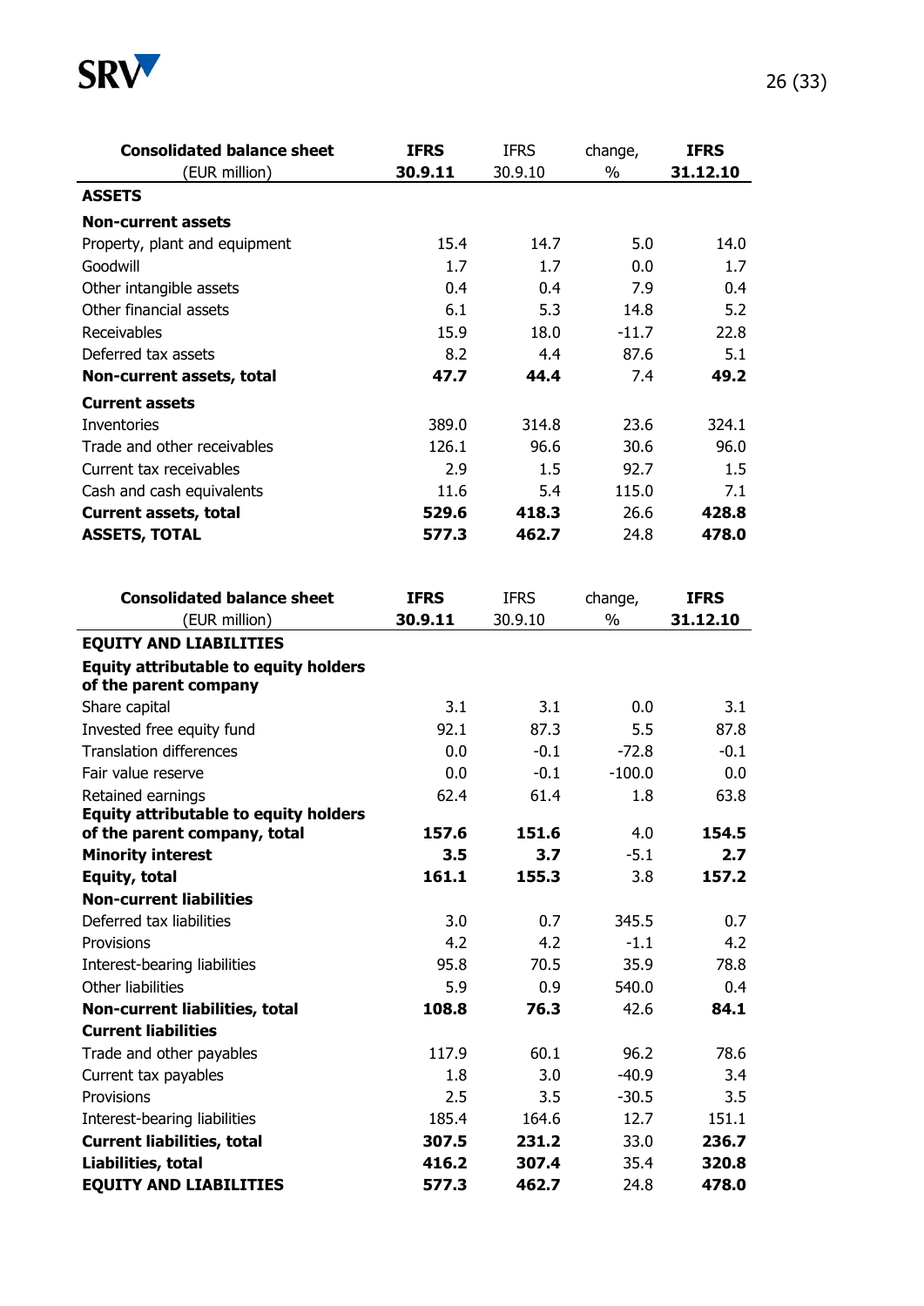| Consolidated balance sheet (EUR million) | IFRS 30.9.11 | IFRS 30.9.10 | change, % | IFRS 31.12.10 |
|---|---|---|---|---|
| **ASSETS** | | | | |
| **Non-current assets** | | | | |
| Property, plant and equipment | 15.4 | 14.7 | 5.0 | 14.0 |
| Goodwill | 1.7 | 1.7 | 0.0 | 1.7 |
| Other intangible assets | 0.4 | 0.4 | 7.9 | 0.4 |
| Other financial assets | 6.1 | 5.3 | 14.8 | 5.2 |
| Receivables | 15.9 | 18.0 | -11.7 | 22.8 |
| Deferred tax assets | 8.2 | 4.4 | 87.6 | 5.1 |
| **Non-current assets, total** | **47.7** | **44.4** | 7.4 | **49.2** |
| **Current assets** | | | | |
| Inventories | 389.0 | 314.8 | 23.6 | 324.1 |
| Trade and other receivables | 126.1 | 96.6 | 30.6 | 96.0 |
| Current tax receivables | 2.9 | 1.5 | 92.7 | 1.5 |
| Cash and cash equivalents | 11.6 | 5.4 | 115.0 | 7.1 |
| **Current assets, total** | **529.6** | **418.3** | 26.6 | **428.8** |
| **ASSETS, TOTAL** | **577.3** | **462.7** | 24.8 | **478.0** |

| Consolidated balance sheet (EUR million) | IFRS 30.9.11 | IFRS 30.9.10 | change, % | IFRS 31.12.10 |
|---|---|---|---|---|
| **EQUITY AND LIABILITIES** | | | | |
| **Equity attributable to equity holders of the parent company** | | | | |
| Share capital | 3.1 | 3.1 | 0.0 | 3.1 |
| Invested free equity fund | 92.1 | 87.3 | 5.5 | 87.8 |
| Translation differences | 0.0 | -0.1 | -72.8 | -0.1 |
| Fair value reserve | 0.0 | -0.1 | -100.0 | 0.0 |
| Retained earnings | 62.4 | 61.4 | 1.8 | 63.8 |
| **Equity attributable to equity holders of the parent company, total** | **157.6** | **151.6** | 4.0 | **154.5** |
| **Minority interest** | **3.5** | **3.7** | -5.1 | **2.7** |
| **Equity, total** | **161.1** | **155.3** | 3.8 | **157.2** |
| **Non-current liabilities** | | | | |
| Deferred tax liabilities | 3.0 | 0.7 | 345.5 | 0.7 |
| Provisions | 4.2 | 4.2 | -1.1 | 4.2 |
| Interest-bearing liabilities | 95.8 | 70.5 | 35.9 | 78.8 |
| Other liabilities | 5.9 | 0.9 | 540.0 | 0.4 |
| **Non-current liabilities, total** | **108.8** | **76.3** | 42.6 | **84.1** |
| **Current liabilities** | | | | |
| Trade and other payables | 117.9 | 60.1 | 96.2 | 78.6 |
| Current tax payables | 1.8 | 3.0 | -40.9 | 3.4 |
| Provisions | 2.5 | 3.5 | -30.5 | 3.5 |
| Interest-bearing liabilities | 185.4 | 164.6 | 12.7 | 151.1 |
| **Current liabilities, total** | **307.5** | **231.2** | 33.0 | **236.7** |
| **Liabilities, total** | **416.2** | **307.4** | 35.4 | **320.8** |
| **EQUITY AND LIABILITIES** | **577.3** | **462.7** | 24.8 | **478.0** |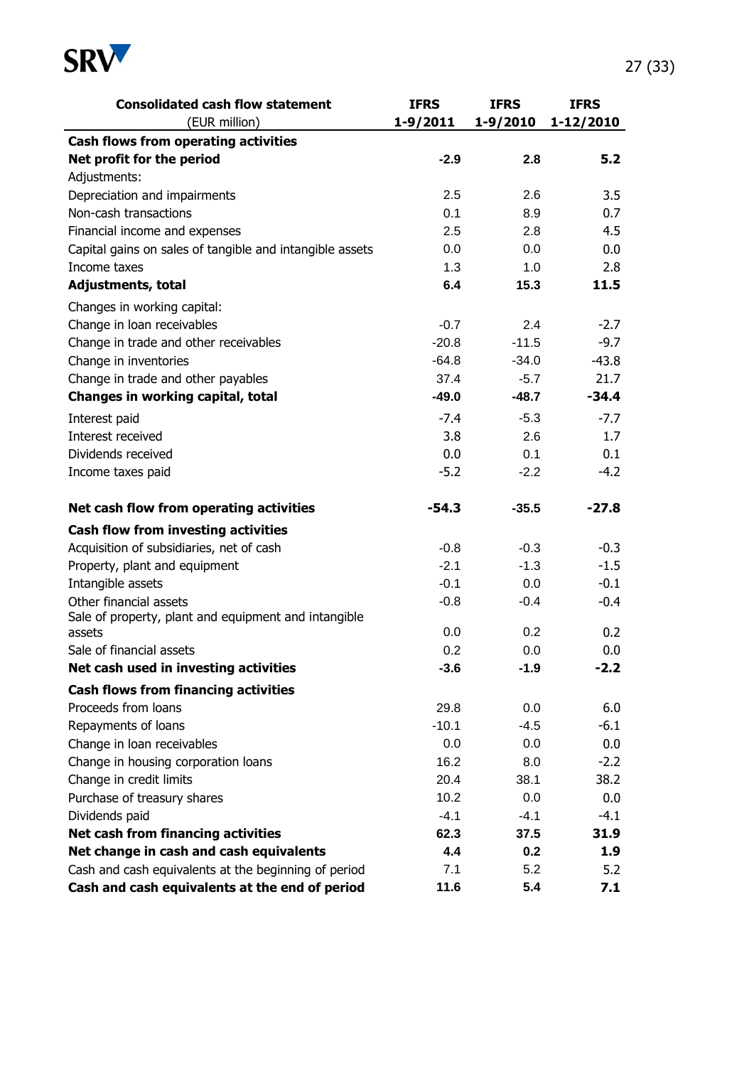| Consolidated cash flow statement (EUR million) | IFRS 1-9/2011 | IFRS 1-9/2010 | IFRS 1-12/2010 |
|---|---|---|---|
| **Cash flows from operating activities** | | | |
| **Net profit for the period** | **-2.9** | **2.8** | **5.2** |
| Adjustments: | | | |
| Depreciation and impairments | 2.5 | 2.6 | 3.5 |
| Non-cash transactions | 0.1 | 8.9 | 0.7 |
| Financial income and expenses | 2.5 | 2.8 | 4.5 |
| Capital gains on sales of tangible and intangible assets | 0.0 | 0.0 | 0.0 |
| Income taxes | 1.3 | 1.0 | 2.8 |
| **Adjustments, total** | **6.4** | **15.3** | **11.5** |
| Changes in working capital: | | | |
| Change in loan receivables | -0.7 | 2.4 | -2.7 |
| Change in trade and other receivables | -20.8 | -11.5 | -9.7 |
| Change in inventories | -64.8 | -34.0 | -43.8 |
| Change in trade and other payables | 37.4 | -5.7 | 21.7 |
| **Changes in working capital, total** | **-49.0** | **-48.7** | **-34.4** |
| Interest paid | -7.4 | -5.3 | -7.7 |
| Interest received | 3.8 | 2.6 | 1.7 |
| Dividends received | 0.0 | 0.1 | 0.1 |
| Income taxes paid | -5.2 | -2.2 | -4.2 |
| **Net cash flow from operating activities** | **-54.3** | **-35.5** | **-27.8** |
| **Cash flow from investing activities** | | | |
| Acquisition of subsidiaries, net of cash | -0.8 | -0.3 | -0.3 |
| Property, plant and equipment | -2.1 | -1.3 | -1.5 |
| Intangible assets | -0.1 | 0.0 | -0.1 |
| Other financial assets | -0.8 | -0.4 | -0.4 |
| Sale of property, plant and equipment and intangible assets | 0.0 | 0.2 | 0.2 |
| Sale of financial assets | 0.2 | 0.0 | 0.0 |
| **Net cash used in investing activities** | **-3.6** | **-1.9** | **-2.2** |
| **Cash flows from financing activities** | | | |
| Proceeds from loans | 29.8 | 0.0 | 6.0 |
| Repayments of loans | -10.1 | -4.5 | -6.1 |
| Change in loan receivables | 0.0 | 0.0 | 0.0 |
| Change in housing corporation loans | 16.2 | 8.0 | -2.2 |
| Change in credit limits | 20.4 | 38.1 | 38.2 |
| Purchase of treasury shares | 10.2 | 0.0 | 0.0 |
| Dividends paid | -4.1 | -4.1 | -4.1 |
| **Net cash from financing activities** | **62.3** | **37.5** | **31.9** |
| **Net change in cash and cash equivalents** | **4.4** | **0.2** | **1.9** |
| Cash and cash equivalents at the beginning of period | 7.1 | 5.2 | 5.2 |
| **Cash and cash equivalents at the end of period** | **11.6** | **5.4** | **7.1** |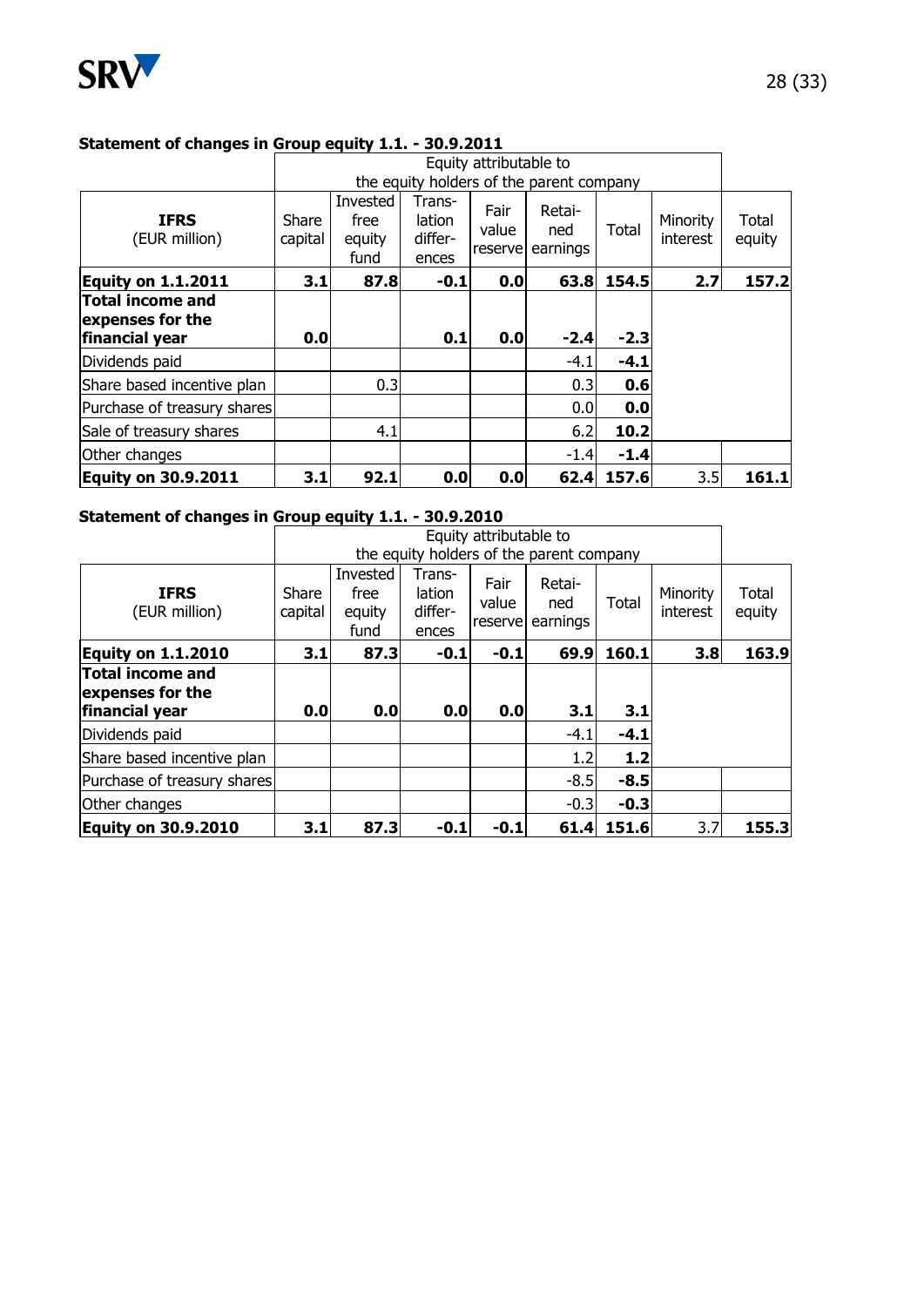## Statement of changes in Group equity 1.1. - 30.9.2011

| | Equity attributable to the equity holders of the parent company | | | | | | | |
|---|---|---|---|---|---|---|---|---|
| **IFRS** (EUR million) | Share capital | Invested free equity fund | Trans-lation differ-ences | Fair value reserve | Retai-ned earnings | Total | Minority interest | Total equity |
| **Equity on 1.1.2011** | **3.1** | **87.8** | **-0.1** | **0.0** | **63.8** | **154.5** | **2.7** | **157.2** |
| **Total income and expenses for the financial year** | **0.0** | | **0.1** | **0.0** | **-2.4** | **-2.3** | | |
| Dividends paid | | | | | -4.1 | **-4.1** | | |
| Share based incentive plan | | 0.3 | | | 0.3 | **0.6** | | |
| Purchase of treasury shares | | | | | 0.0 | **0.0** | | |
| Sale of treasury shares | | 4.1 | | | 6.2 | **10.2** | | |
| Other changes | | | | | -1.4 | **-1.4** | | |
| **Equity on 30.9.2011** | **3.1** | **92.1** | **0.0** | **0.0** | **62.4** | **157.6** | 3.5 | **161.1** |

## Statement of changes in Group equity 1.1. - 30.9.2010

| | Equity attributable to the equity holders of the parent company | | | | | | | |
|---|---|---|---|---|---|---|---|---|
| **IFRS** (EUR million) | Share capital | Invested free equity fund | Trans-lation differ-ences | Fair value reserve | Retai-ned earnings | Total | Minority interest | Total equity |
| **Equity on 1.1.2010** | **3.1** | **87.3** | **-0.1** | **-0.1** | **69.9** | **160.1** | **3.8** | **163.9** |
| **Total income and expenses for the financial year** | **0.0** | **0.0** | **0.0** | **0.0** | **3.1** | **3.1** | | |
| Dividends paid | | | | | -4.1 | **-4.1** | | |
| Share based incentive plan | | | | | 1.2 | **1.2** | | |
| Purchase of treasury shares | | | | | -8.5 | **-8.5** | | |
| Other changes | | | | | -0.3 | **-0.3** | | |
| **Equity on 30.9.2010** | **3.1** | **87.3** | **-0.1** | **-0.1** | **61.4** | **151.6** | 3.7 | **155.3** |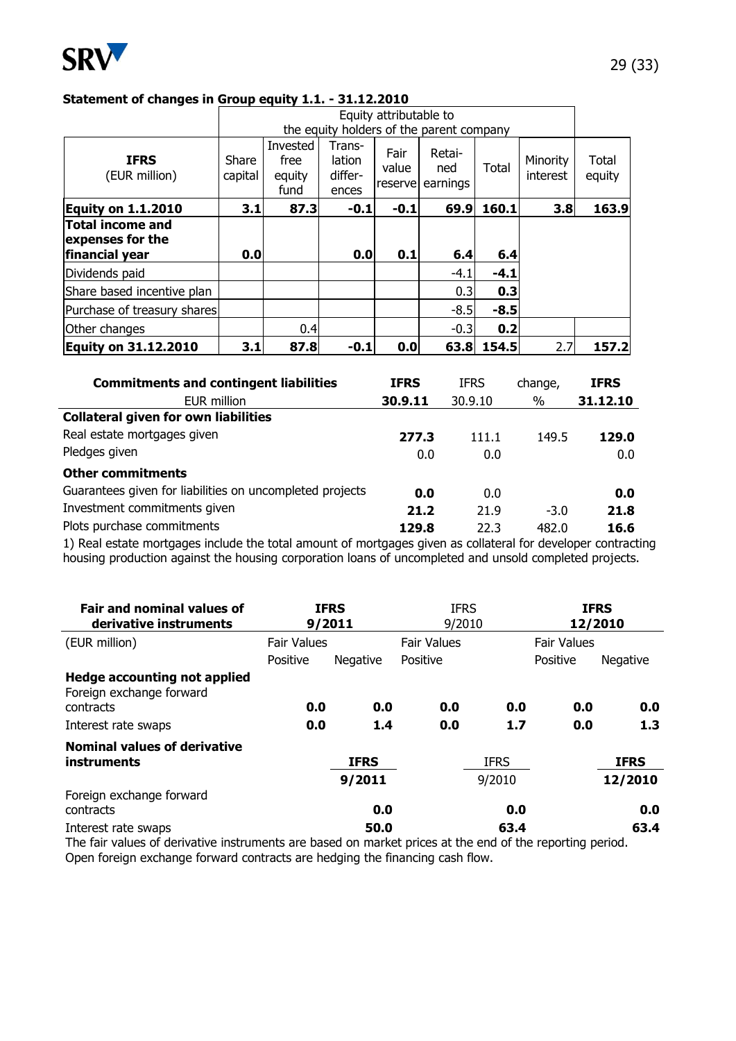**Statement of changes in Group equity 1.1. - 31.12.2010**

| IFRS (EUR million) | Equity attributable to the equity holders of the parent company | | | | | | | |
|---|---|---|---|---|---|---|---|---|
| | Share capital | Invested free equity fund | Trans-lation differ-ences | Fair value reserve | Retai-ned earnings | Total | Minority interest | Total equity |
| **Equity on 1.1.2010** | **3.1** | **87.3** | **-0.1** | **-0.1** | **69.9** | **160.1** | **3.8** | **163.9** |
| **Total income and expenses for the financial year** | **0.0** | | **0.0** | **0.1** | **6.4** | **6.4** | | |
| Dividends paid | | | | | -4.1 | **-4.1** | | |
| Share based incentive plan | | | | | 0.3 | **0.3** | | |
| Purchase of treasury shares | | | | | -8.5 | **-8.5** | | |
| Other changes | | 0.4 | | | -0.3 | **0.2** | | |
| **Equity on 31.12.2010** | **3.1** | **87.8** | **-0.1** | **0.0** | **63.8** | **154.5** | 2.7 | **157.2** |

| **Commitments and contingent liabilities** EUR million | **IFRS 30.9.11** | IFRS 30.9.10 | change, % | **IFRS 31.12.10** |
|---|---|---|---|---|
| **Collateral given for own liabilities** | | | | |
| Real estate mortgages given | **277.3** | 111.1 | 149.5 | **129.0** |
| Pledges given | 0.0 | 0.0 | | 0.0 |
| **Other commitments** | | | | |
| Guarantees given for liabilities on uncompleted projects | **0.0** | 0.0 | | **0.0** |
| Investment commitments given | **21.2** | 21.9 | -3.0 | **21.8** |
| Plots purchase commitments | **129.8** | 22.3 | 482.0 | **16.6** |

1) Real estate mortgages include the total amount of mortgages given as collateral for developer contracting housing production against the housing corporation loans of uncompleted and unsold completed projects.

| **Fair and nominal values of derivative instruments** | **IFRS 9/2011** | | IFRS 9/2010 | | **IFRS 12/2010** | |
|---|---|---|---|---|---|---|
| (EUR million) | Fair Values | | Fair Values | | Fair Values | |
| | Positive | Negative | Positive | | Positive | Negative |
| **Hedge accounting not applied** | | | | | | |
| Foreign exchange forward contracts | **0.0** | **0.0** | **0.0** | **0.0** | **0.0** | **0.0** |
| Interest rate swaps | **0.0** | **1.4** | **0.0** | **1.7** | **0.0** | **1.3** |

| **Nominal values of derivative instruments** | **IFRS 9/2011** | IFRS 9/2010 | **IFRS 12/2010** |
|---|---|---|---|
| Foreign exchange forward contracts | **0.0** | **0.0** | **0.0** |
| Interest rate swaps | **50.0** | **63.4** | **63.4** |

The fair values of derivative instruments are based on market prices at the end of the reporting period. Open foreign exchange forward contracts are hedging the financing cash flow.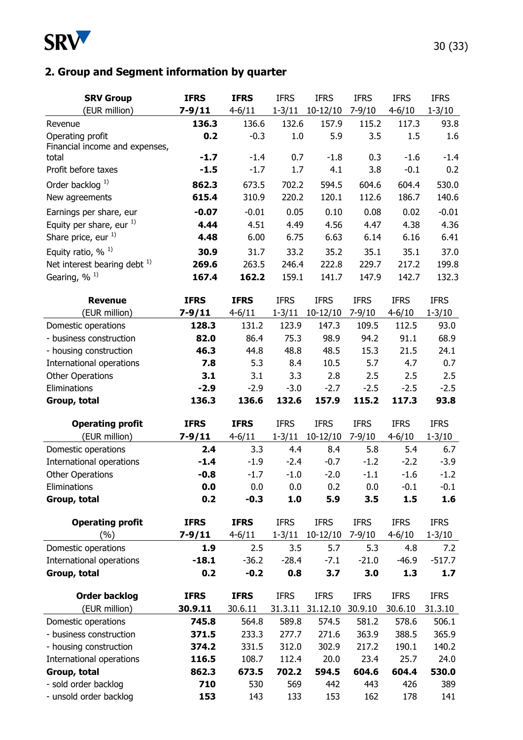## 2. Group and Segment information by quarter

| **SRV Group** (EUR million) | **IFRS 7-9/11** | **IFRS** 4-6/11 | IFRS 1-3/11 | IFRS 10-12/10 | IFRS 7-9/10 | IFRS 4-6/10 | IFRS 1-3/10 |
|---|---|---|---|---|---|---|---|
| Revenue | **136.3** | 136.6 | 132.6 | 157.9 | 115.2 | 117.3 | 93.8 |
| Operating profit | **0.2** | -0.3 | 1.0 | 5.9 | 3.5 | 1.5 | 1.6 |
| Financial income and expenses, total | **-1.7** | -1.4 | 0.7 | -1.8 | 0.3 | -1.6 | -1.4 |
| Profit before taxes | **-1.5** | -1.7 | 1.7 | 4.1 | 3.8 | -0.1 | 0.2 |
| Order backlog [1] | **862.3** | 673.5 | 702.2 | 594.5 | 604.6 | 604.4 | 530.0 |
| New agreements | **615.4** | 310.9 | 220.2 | 120.1 | 112.6 | 186.7 | 140.6 |
| Earnings per share, eur | **-0.07** | -0.01 | 0.05 | 0.10 | 0.08 | 0.02 | -0.01 |
| Equity per share, eur [1] | **4.44** | 4.51 | 4.49 | 4.56 | 4.47 | 4.38 | 4.36 |
| Share price, eur [1] | **4.48** | 6.00 | 6.75 | 6.63 | 6.14 | 6.16 | 6.41 |
| Equity ratio, % [1] | **30.9** | 31.7 | 33.2 | 35.2 | 35.1 | 35.1 | 37.0 |
| Net interest bearing debt [1] | **269.6** | 263.5 | 246.4 | 222.8 | 229.7 | 217.2 | 199.8 |
| Gearing, % [1] | **167.4** | **162.2** | 159.1 | 141.7 | 147.9 | 142.7 | 132.3 |

| **Revenue** (EUR million) | **IFRS 7-9/11** | **IFRS** 4-6/11 | IFRS 1-3/11 | IFRS 10-12/10 | IFRS 7-9/10 | IFRS 4-6/10 | IFRS 1-3/10 |
|---|---|---|---|---|---|---|---|
| Domestic operations | **128.3** | 131.2 | 123.9 | 147.3 | 109.5 | 112.5 | 93.0 |
| - business construction | **82.0** | 86.4 | 75.3 | 98.9 | 94.2 | 91.1 | 68.9 |
| - housing construction | **46.3** | 44.8 | 48.8 | 48.5 | 15.3 | 21.5 | 24.1 |
| International operations | **7.8** | 5.3 | 8.4 | 10.5 | 5.7 | 4.7 | 0.7 |
| Other Operations | **3.1** | 3.1 | 3.3 | 2.8 | 2.5 | 2.5 | 2.5 |
| Eliminations | **-2.9** | -2.9 | -3.0 | -2.7 | -2.5 | -2.5 | -2.5 |
| **Group, total** | **136.3** | **136.6** | **132.6** | **157.9** | **115.2** | **117.3** | **93.8** |

| **Operating profit** (EUR million) | **IFRS 7-9/11** | **IFRS** 4-6/11 | IFRS 1-3/11 | IFRS 10-12/10 | IFRS 7-9/10 | IFRS 4-6/10 | IFRS 1-3/10 |
|---|---|---|---|---|---|---|---|
| Domestic operations | **2.4** | 3.3 | 4.4 | 8.4 | 5.8 | 5.4 | 6.7 |
| International operations | **-1.4** | -1.9 | -2.4 | -0.7 | -1.2 | -2.2 | -3.9 |
| Other Operations | **-0.8** | -1.7 | -1.0 | -2.0 | -1.1 | -1.6 | -1.2 |
| Eliminations | **0.0** | 0.0 | 0.0 | 0.2 | 0.0 | -0.1 | -0.1 |
| **Group, total** | **0.2** | **-0.3** | **1.0** | **5.9** | **3.5** | **1.5** | **1.6** |

| **Operating profit** (%) | **IFRS 7-9/11** | **IFRS** 4-6/11 | IFRS 1-3/11 | IFRS 10-12/10 | IFRS 7-9/10 | IFRS 4-6/10 | IFRS 1-3/10 |
|---|---|---|---|---|---|---|---|
| Domestic operations | **1.9** | 2.5 | 3.5 | 5.7 | 5.3 | 4.8 | 7.2 |
| International operations | **-18.1** | -36.2 | -28.4 | -7.1 | -21.0 | -46.9 | -517.7 |
| **Group, total** | **0.2** | **-0.2** | **0.8** | **3.7** | **3.0** | **1.3** | **1.7** |

| **Order backlog** (EUR million) | **IFRS 30.9.11** | **IFRS** 30.6.11 | IFRS 31.3.11 | IFRS 31.12.10 | IFRS 30.9.10 | IFRS 30.6.10 | IFRS 31.3.10 |
|---|---|---|---|---|---|---|---|
| Domestic operations | **745.8** | 564.8 | 589.8 | 574.5 | 581.2 | 578.6 | 506.1 |
| - business construction | **371.5** | 233.3 | 277.7 | 271.6 | 363.9 | 388.5 | 365.9 |
| - housing construction | **374.2** | 331.5 | 312.0 | 302.9 | 217.2 | 190.1 | 140.2 |
| International operations | **116.5** | 108.7 | 112.4 | 20.0 | 23.4 | 25.7 | 24.0 |
| **Group, total** | **862.3** | **673.5** | **702.2** | **594.5** | **604.6** | **604.4** | **530.0** |
| - sold order backlog | **710** | 530 | 569 | 442 | 443 | 426 | 389 |
| - unsold order backlog | **153** | 143 | 133 | 153 | 162 | 178 | 141 |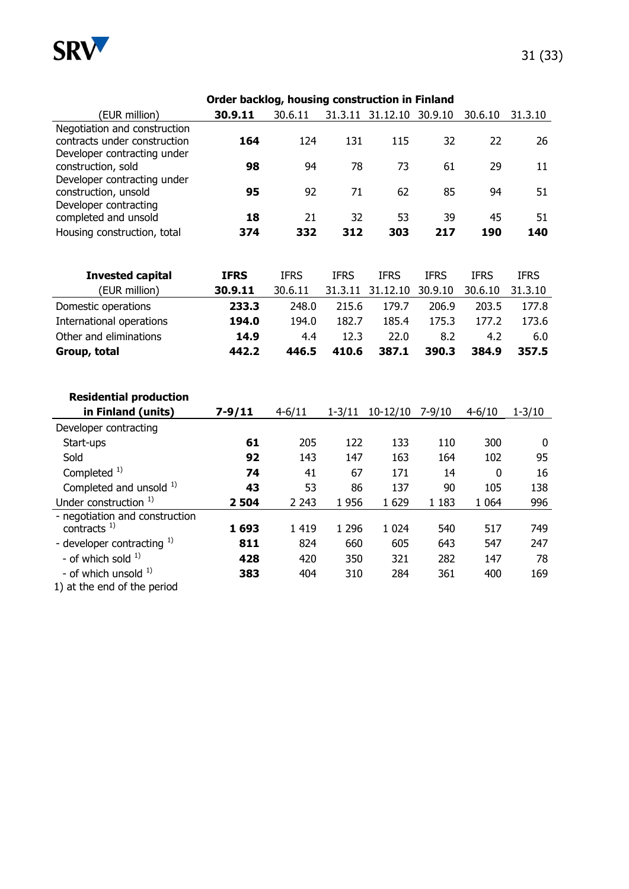### Order backlog, housing construction in Finland

| (EUR million) | **30.9.11** | 30.6.11 | 31.3.11 | 31.12.10 | 30.9.10 | 30.6.10 | 31.3.10 |
|---|---|---|---|---|---|---|---|
| Negotiation and construction contracts under construction | **164** | 124 | 131 | 115 | 32 | 22 | 26 |
| Developer contracting under construction, sold | **98** | 94 | 78 | 73 | 61 | 29 | 11 |
| Developer contracting under construction, unsold | **95** | 92 | 71 | 62 | 85 | 94 | 51 |
| Developer contracting completed and unsold | **18** | 21 | 32 | 53 | 39 | 45 | 51 |
| Housing construction, total | **374** | **332** | **312** | **303** | **217** | **190** | **140** |

| **Invested capital** | **IFRS** | IFRS | IFRS | IFRS | IFRS | IFRS | IFRS |
|---|---|---|---|---|---|---|---|
| (EUR million) | **30.9.11** | 30.6.11 | 31.3.11 | 31.12.10 | 30.9.10 | 30.6.10 | 31.3.10 |
| Domestic operations | **233.3** | 248.0 | 215.6 | 179.7 | 206.9 | 203.5 | 177.8 |
| International operations | **194.0** | 194.0 | 182.7 | 185.4 | 175.3 | 177.2 | 173.6 |
| Other and eliminations | **14.9** | 4.4 | 12.3 | 22.0 | 8.2 | 4.2 | 6.0 |
| **Group, total** | **442.2** | **446.5** | **410.6** | **387.1** | **390.3** | **384.9** | **357.5** |

| **Residential production in Finland (units)** | **7-9/11** | 4-6/11 | 1-3/11 | 10-12/10 | 7-9/10 | 4-6/10 | 1-3/10 |
|---|---|---|---|---|---|---|---|
| Developer contracting | | | | | | | |
| Start-ups | **61** | 205 | 122 | 133 | 110 | 300 | 0 |
| Sold | **92** | 143 | 147 | 163 | 164 | 102 | 95 |
| Completed [1] | **74** | 41 | 67 | 171 | 14 | 0 | 16 |
| Completed and unsold [1] | **43** | 53 | 86 | 137 | 90 | 105 | 138 |
| Under construction [1] | **2 504** | 2 243 | 1 956 | 1 629 | 1 183 | 1 064 | 996 |
| - negotiation and construction contracts [1] | **1 693** | 1 419 | 1 296 | 1 024 | 540 | 517 | 749 |
| - developer contracting [1] | **811** | 824 | 660 | 605 | 643 | 547 | 247 |
| - of which sold [1] | **428** | 420 | 350 | 321 | 282 | 147 | 78 |
| - of which unsold [1] | **383** | 404 | 310 | 284 | 361 | 400 | 169 |

1) at the end of the period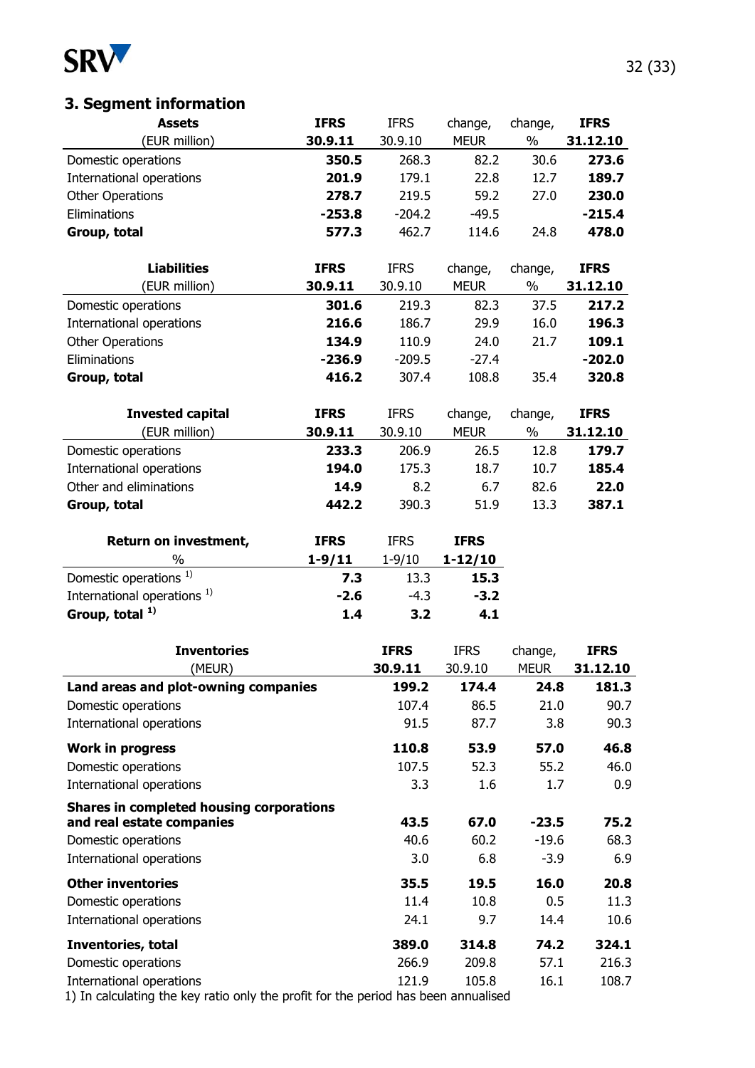## 3. Segment information

| **Assets** (EUR million) | **IFRS 30.9.11** | IFRS 30.9.10 | change, MEUR | change, % | **IFRS 31.12.10** |
|---|---|---|---|---|---|
| Domestic operations | **350.5** | 268.3 | 82.2 | 30.6 | **273.6** |
| International operations | **201.9** | 179.1 | 22.8 | 12.7 | **189.7** |
| Other Operations | **278.7** | 219.5 | 59.2 | 27.0 | **230.0** |
| Eliminations | **-253.8** | -204.2 | -49.5 | | **-215.4** |
| **Group, total** | **577.3** | 462.7 | 114.6 | 24.8 | **478.0** |

| **Liabilities** (EUR million) | **IFRS 30.9.11** | IFRS 30.9.10 | change, MEUR | change, % | **IFRS 31.12.10** |
|---|---|---|---|---|---|
| Domestic operations | **301.6** | 219.3 | 82.3 | 37.5 | **217.2** |
| International operations | **216.6** | 186.7 | 29.9 | 16.0 | **196.3** |
| Other Operations | **134.9** | 110.9 | 24.0 | 21.7 | **109.1** |
| Eliminations | **-236.9** | -209.5 | -27.4 | | **-202.0** |
| **Group, total** | **416.2** | 307.4 | 108.8 | 35.4 | **320.8** |

| **Invested capital** (EUR million) | **IFRS 30.9.11** | IFRS 30.9.10 | change, MEUR | change, % | **IFRS 31.12.10** |
|---|---|---|---|---|---|
| Domestic operations | **233.3** | 206.9 | 26.5 | 12.8 | **179.7** |
| International operations | **194.0** | 175.3 | 18.7 | 10.7 | **185.4** |
| Other and eliminations | **14.9** | 8.2 | 6.7 | 82.6 | **22.0** |
| **Group, total** | **442.2** | 390.3 | 51.9 | 13.3 | **387.1** |

| **Return on investment,** % | **IFRS 1-9/11** | IFRS 1-9/10 | **IFRS 1-12/10** |
|---|---|---|---|
| Domestic operations [1)] | **7.3** | 13.3 | **15.3** |
| International operations [1)] | **-2.6** | -4.3 | **-3.2** |
| **Group, total [1)]** | **1.4** | **3.2** | **4.1** |

| **Inventories** (MEUR) | **IFRS 30.9.11** | IFRS 30.9.10 | change, MEUR | **IFRS 31.12.10** |
|---|---|---|---|---|
| **Land areas and plot-owning companies** | **199.2** | **174.4** | **24.8** | **181.3** |
| Domestic operations | 107.4 | 86.5 | 21.0 | 90.7 |
| International operations | 91.5 | 87.7 | 3.8 | 90.3 |
| **Work in progress** | **110.8** | **53.9** | **57.0** | **46.8** |
| Domestic operations | 107.5 | 52.3 | 55.2 | 46.0 |
| International operations | 3.3 | 1.6 | 1.7 | 0.9 |
| **Shares in completed housing corporations and real estate companies** | **43.5** | **67.0** | **-23.5** | **75.2** |
| Domestic operations | 40.6 | 60.2 | -19.6 | 68.3 |
| International operations | 3.0 | 6.8 | -3.9 | 6.9 |
| **Other inventories** | **35.5** | **19.5** | **16.0** | **20.8** |
| Domestic operations | 11.4 | 10.8 | 0.5 | 11.3 |
| International operations | 24.1 | 9.7 | 14.4 | 10.6 |
| **Inventories, total** | **389.0** | **314.8** | **74.2** | **324.1** |
| Domestic operations | 266.9 | 209.8 | 57.1 | 216.3 |
| International operations | 121.9 | 105.8 | 16.1 | 108.7 |

1) In calculating the key ratio only the profit for the period has been annualised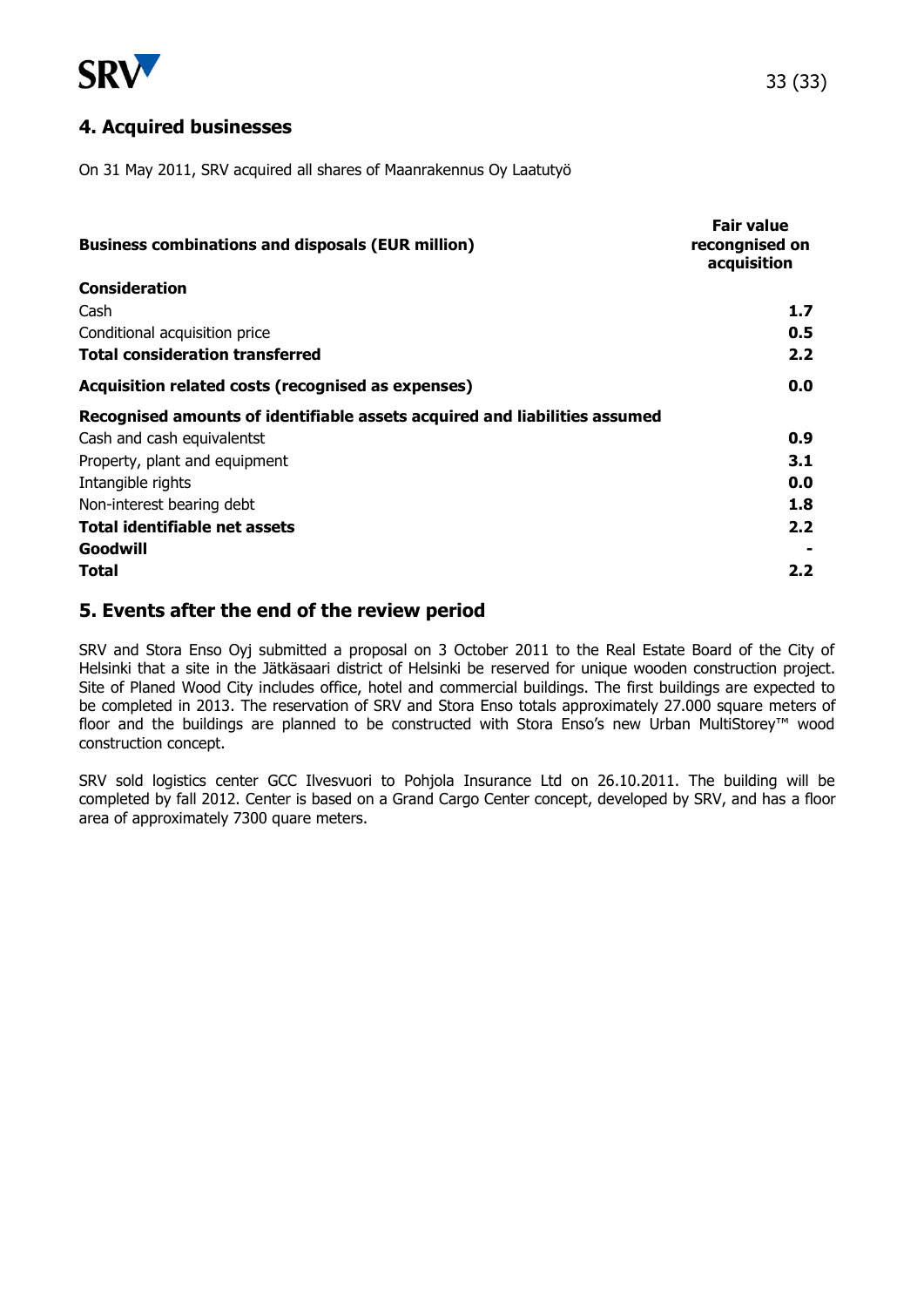## 4. Acquired businesses

On 31 May 2011, SRV acquired all shares of Maanrakennus Oy Laatutyö

| Business combinations and disposals (EUR million) | Fair value recongnised on acquisition |
|---|---|
| **Consideration** | |
| Cash | **1.7** |
| Conditional acquisition price | **0.5** |
| **Total consideration transferred** | **2.2** |
| **Acquisition related costs (recognised as expenses)** | **0.0** |
| **Recognised amounts of identifiable assets acquired and liabilities assumed** | |
| Cash and cash equivalentst | **0.9** |
| Property, plant and equipment | **3.1** |
| Intangible rights | **0.0** |
| Non-interest bearing debt | **1.8** |
| **Total identifiable net assets** | **2.2** |
| **Goodwill** | **-** |
| **Total** | **2.2** |

## 5. Events after the end of the review period

SRV and Stora Enso Oyj submitted a proposal on 3 October 2011 to the Real Estate Board of the City of Helsinki that a site in the Jätkäsaari district of Helsinki be reserved for unique wooden construction project. Site of Planed Wood City includes office, hotel and commercial buildings. The first buildings are expected to be completed in 2013. The reservation of SRV and Stora Enso totals approximately 27.000 square meters of floor and the buildings are planned to be constructed with Stora Enso's new Urban MultiStorey™ wood construction concept.

SRV sold logistics center GCC Ilvesvuori to Pohjola Insurance Ltd on 26.10.2011. The building will be completed by fall 2012. Center is based on a Grand Cargo Center concept, developed by SRV, and has a floor area of approximately 7300 quare meters.